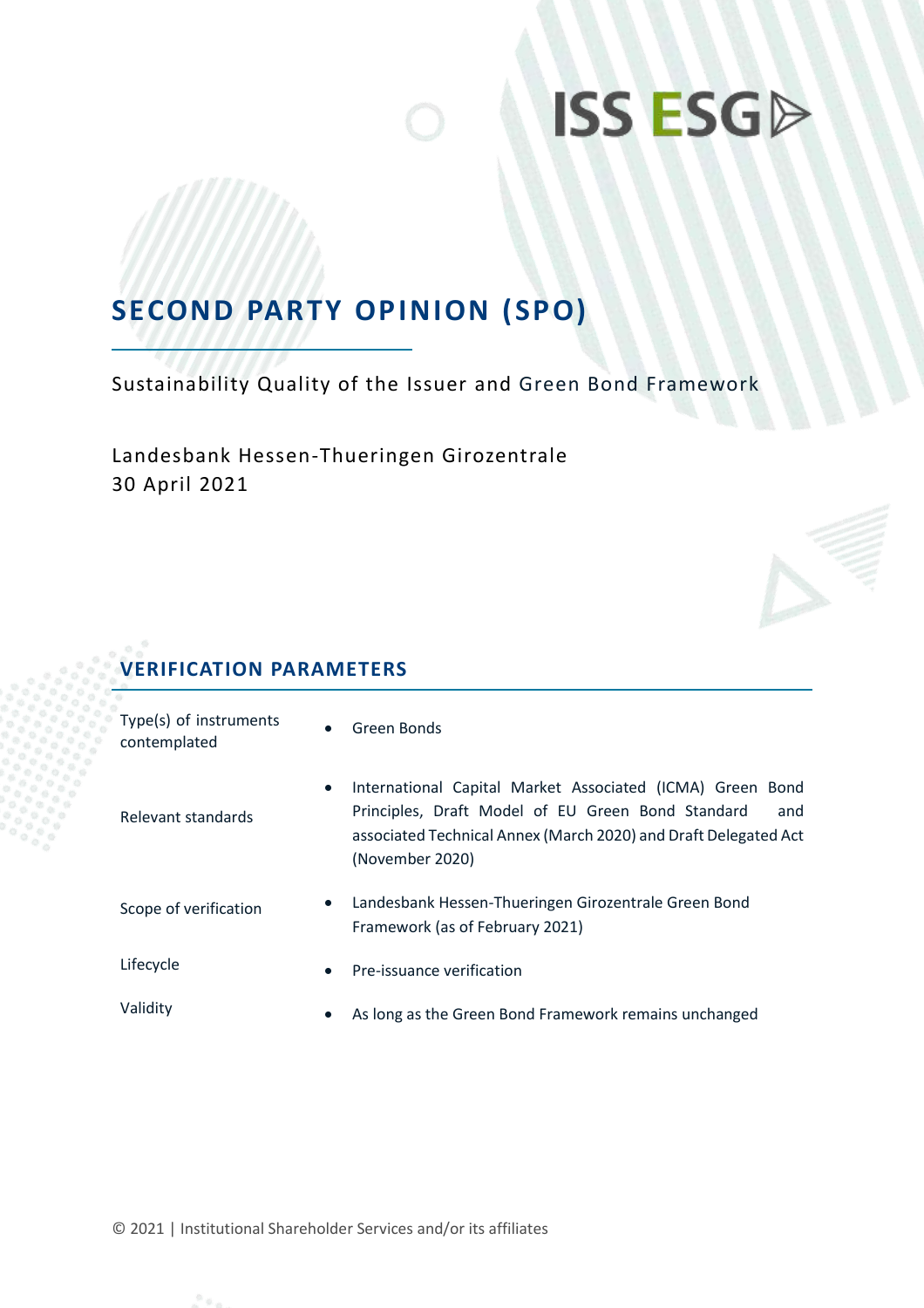ISS ESG

# SECOND PARTY OPINION (SPO)

Sustainability Quality of the Issuer and Green Bond Framework

Landesbank Hessen-Thueringen Girozentrale
30 April 2021

## VERIFICATION PARAMETERS

| | |
|---|---|
| Type(s) of instruments contemplated | • Green Bonds |
| Relevant standards | • International Capital Market Associated (ICMA) Green Bond Principles, Draft Model of EU Green Bond Standard and associated Technical Annex (March 2020) and Draft Delegated Act (November 2020) |
| Scope of verification | • Landesbank Hessen-Thueringen Girozentrale Green Bond Framework (as of February 2021) |
| Lifecycle | • Pre-issuance verification |
| Validity | • As long as the Green Bond Framework remains unchanged |

© 2021 | Institutional Shareholder Services and/or its affiliates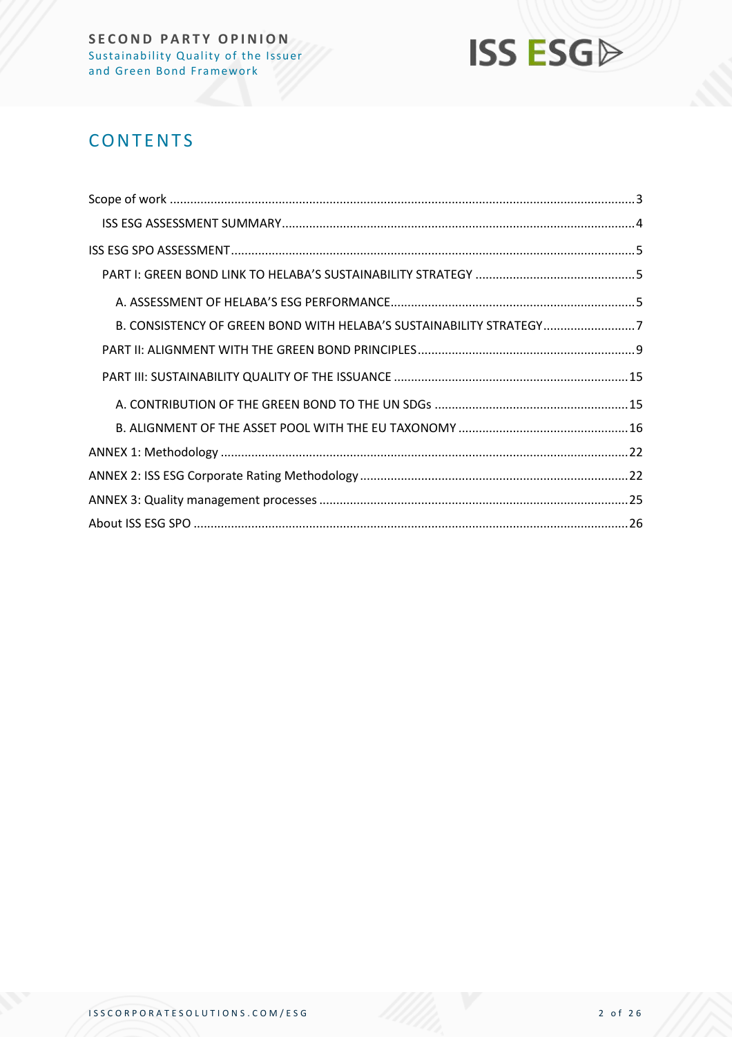# CONTENTS

Scope of work ........................................................................................................................................3

ISS ESG ASSESSMENT SUMMARY ........................................................................................................4

ISS ESG SPO ASSESSMENT ......................................................................................................................5

PART I: GREEN BOND LINK TO HELABA'S SUSTAINABILITY STRATEGY ...............................................5

A. ASSESSMENT OF HELABA'S ESG PERFORMANCE ........................................................................5

B. CONSISTENCY OF GREEN BOND WITH HELABA'S SUSTAINABILITY STRATEGY ...........................7

PART II: ALIGNMENT WITH THE GREEN BOND PRINCIPLES ................................................................9

PART III: SUSTAINABILITY QUALITY OF THE ISSUANCE .....................................................................15

A. CONTRIBUTION OF THE GREEN BOND TO THE UN SDGs .........................................................15

B. ALIGNMENT OF THE ASSET POOL WITH THE EU TAXONOMY ..................................................16

ANNEX 1: Methodology ........................................................................................................................22

ANNEX 2: ISS ESG Corporate Rating Methodology ...............................................................................22

ANNEX 3: Quality management processes ...........................................................................................25

About ISS ESG SPO ..............................................................................................................................26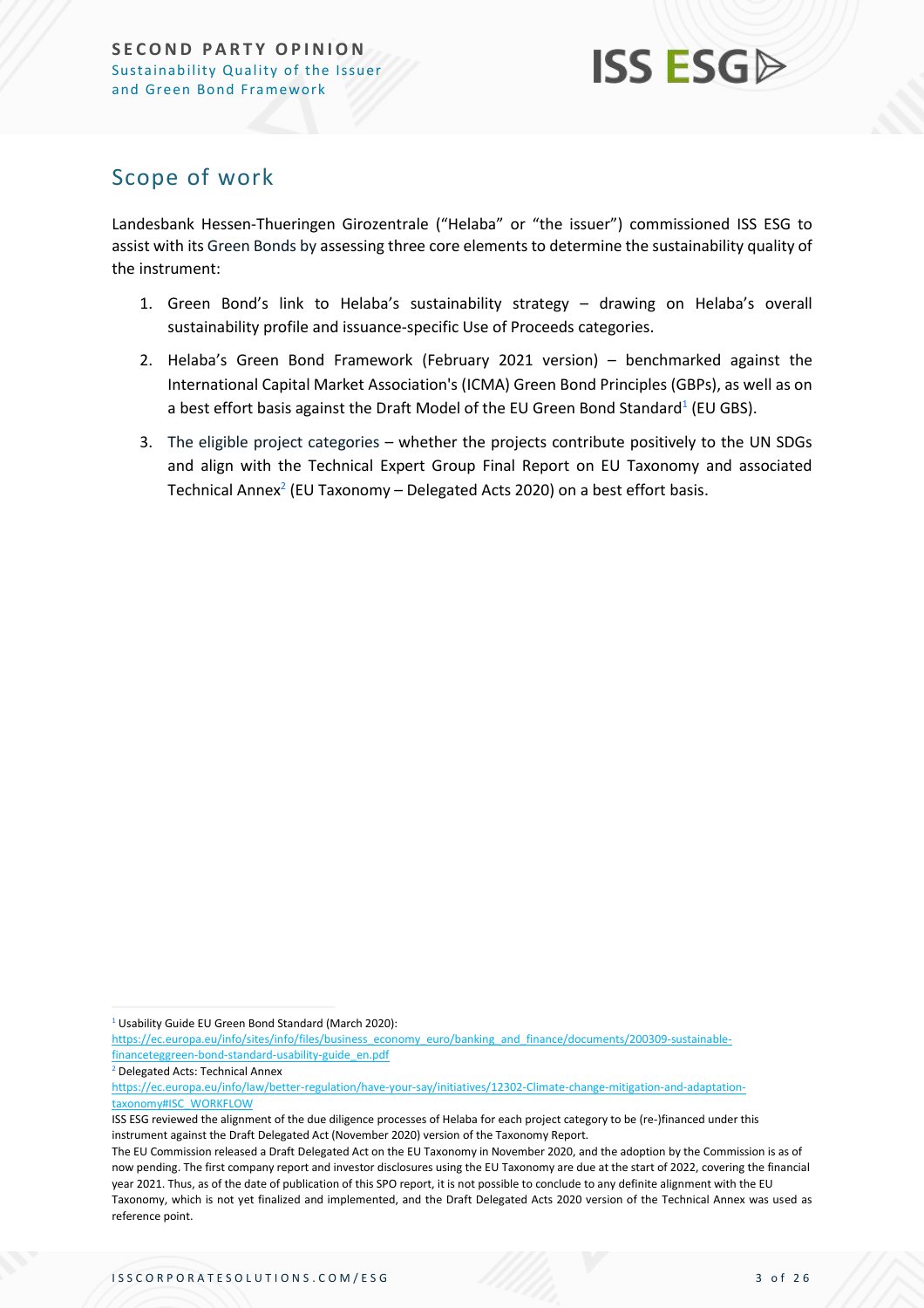## Scope of work

Landesbank Hessen-Thueringen Girozentrale ("Helaba" or "the issuer") commissioned ISS ESG to assist with its Green Bonds by assessing three core elements to determine the sustainability quality of the instrument:

1. Green Bond's link to Helaba's sustainability strategy – drawing on Helaba's overall sustainability profile and issuance-specific Use of Proceeds categories.
2. Helaba's Green Bond Framework (February 2021 version) – benchmarked against the International Capital Market Association's (ICMA) Green Bond Principles (GBPs), as well as on a best effort basis against the Draft Model of the EU Green Bond Standard[1] (EU GBS).
3. The eligible project categories – whether the projects contribute positively to the UN SDGs and align with the Technical Expert Group Final Report on EU Taxonomy and associated Technical Annex[2] (EU Taxonomy – Delegated Acts 2020) on a best effort basis.

---

[1] Usability Guide EU Green Bond Standard (March 2020): https://ec.europa.eu/info/sites/info/files/business_economy_euro/banking_and_finance/documents/200309-sustainable-financeteggreen-bond-standard-usability-guide_en.pdf

[2] Delegated Acts: Technical Annex https://ec.europa.eu/info/law/better-regulation/have-your-say/initiatives/12302-Climate-change-mitigation-and-adaptation-taxonomy#ISC_WORKFLOW

ISS ESG reviewed the alignment of the due diligence processes of Helaba for each project category to be (re-)financed under this instrument against the Draft Delegated Act (November 2020) version of the Taxonomy Report.

The EU Commission released a Draft Delegated Act on the EU Taxonomy in November 2020, and the adoption by the Commission is as of now pending. The first company report and investor disclosures using the EU Taxonomy are due at the start of 2022, covering the financial year 2021. Thus, as of the date of publication of this SPO report, it is not possible to conclude to any definite alignment with the EU Taxonomy, which is not yet finalized and implemented, and the Draft Delegated Acts 2020 version of the Technical Annex was used as reference point.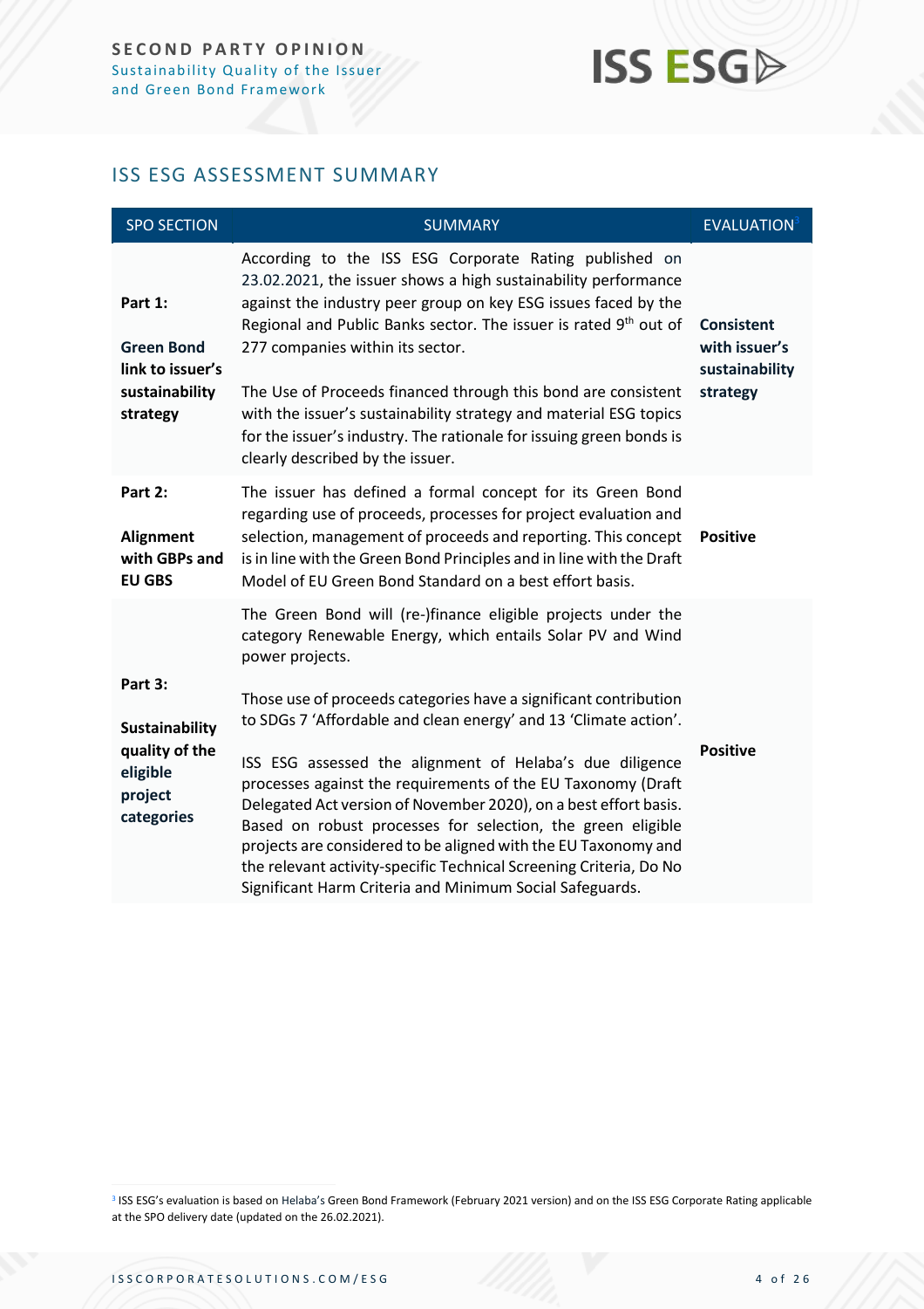## ISS ESG ASSESSMENT SUMMARY

| SPO SECTION | SUMMARY | EVALUATION[3] |
|---|---|---|
| **Part 1:** **Green Bond link to issuer's sustainability strategy** | According to the ISS ESG Corporate Rating published on 23.02.2021, the issuer shows a high sustainability performance against the industry peer group on key ESG issues faced by the Regional and Public Banks sector. The issuer is rated 9th out of 277 companies within its sector. The Use of Proceeds financed through this bond are consistent with the issuer's sustainability strategy and material ESG topics for the issuer's industry. The rationale for issuing green bonds is clearly described by the issuer. | **Consistent with issuer's sustainability strategy** |
| **Part 2:** **Alignment with GBPs and EU GBS** | The issuer has defined a formal concept for its Green Bond regarding use of proceeds, processes for project evaluation and selection, management of proceeds and reporting. This concept is in line with the Green Bond Principles and in line with the Draft Model of EU Green Bond Standard on a best effort basis. | **Positive** |
| **Part 3:** **Sustainability quality of the eligible project categories** | The Green Bond will (re-)finance eligible projects under the category Renewable Energy, which entails Solar PV and Wind power projects. Those use of proceeds categories have a significant contribution to SDGs 7 'Affordable and clean energy' and 13 'Climate action'. ISS ESG assessed the alignment of Helaba's due diligence processes against the requirements of the EU Taxonomy (Draft Delegated Act version of November 2020), on a best effort basis. Based on robust processes for selection, the green eligible projects are considered to be aligned with the EU Taxonomy and the relevant activity-specific Technical Screening Criteria, Do No Significant Harm Criteria and Minimum Social Safeguards. | **Positive** |

[3] ISS ESG's evaluation is based on Helaba's Green Bond Framework (February 2021 version) and on the ISS ESG Corporate Rating applicable at the SPO delivery date (updated on the 26.02.2021).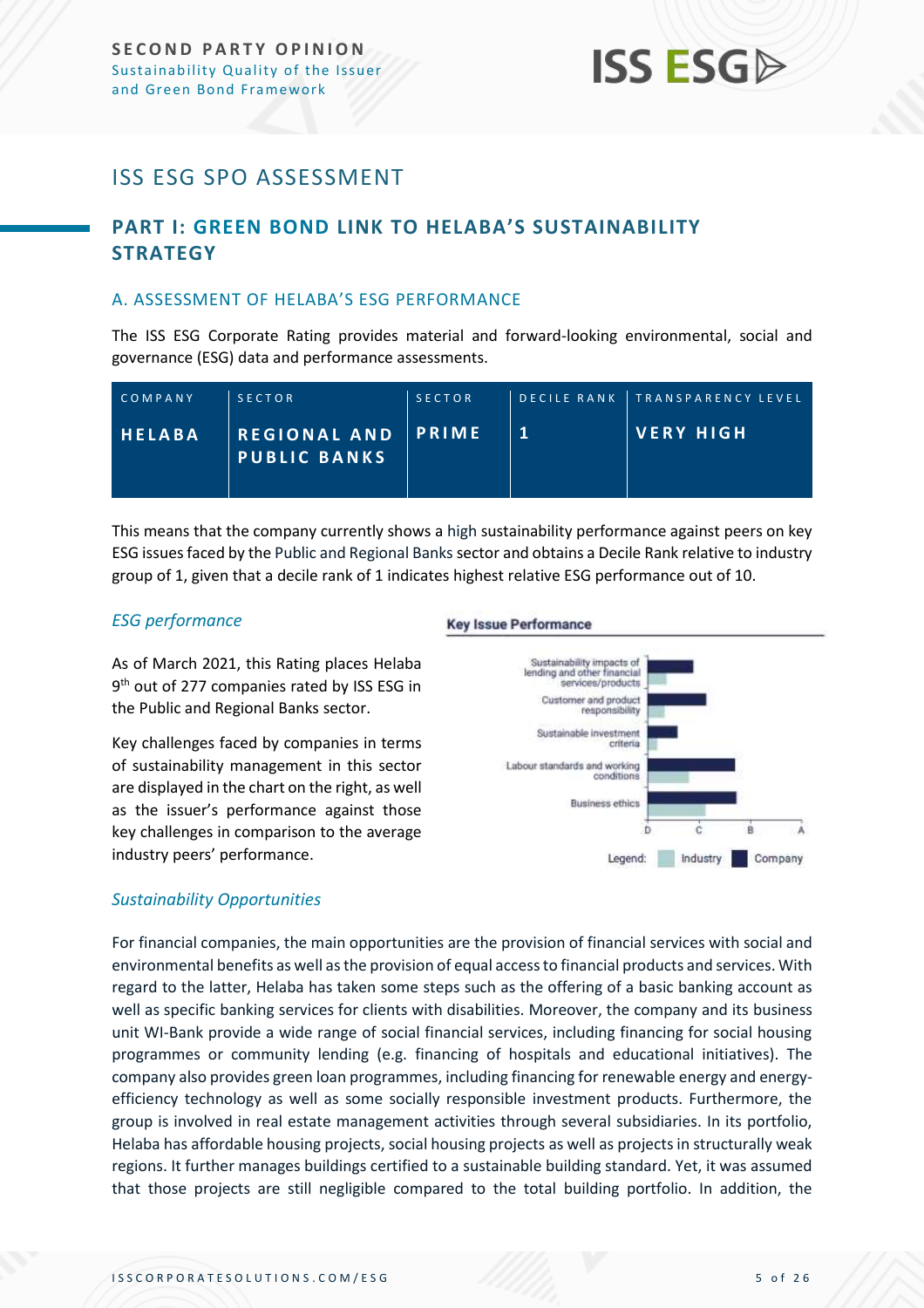# ISS ESG SPO ASSESSMENT

## PART I: GREEN BOND LINK TO HELABA'S SUSTAINABILITY STRATEGY

### A. ASSESSMENT OF HELABA'S ESG PERFORMANCE

The ISS ESG Corporate Rating provides material and forward-looking environmental, social and governance (ESG) data and performance assessments.

| COMPANY | SECTOR | SECTOR | DECILE RANK | TRANSPARENCY LEVEL |
|---|---|---|---|---|
| HELABA | REGIONAL AND PUBLIC BANKS | PRIME | 1 | VERY HIGH |

This means that the company currently shows a high sustainability performance against peers on key ESG issues faced by the Public and Regional Banks sector and obtains a Decile Rank relative to industry group of 1, given that a decile rank of 1 indicates highest relative ESG performance out of 10.

#### *ESG performance*

As of March 2021, this Rating places Helaba 9th out of 277 companies rated by ISS ESG in the Public and Regional Banks sector.

Key challenges faced by companies in terms of sustainability management in this sector are displayed in the chart on the right, as well as the issuer's performance against those key challenges in comparison to the average industry peers' performance.

**Key Issue Performance**

- Sustainability impacts of lending and other financial services/products
- Customer and product responsibility
- Sustainable investment criteria
- Labour standards and working conditions
- Business ethics

Scale: D, C, B, A — Legend: Industry, Company

#### *Sustainability Opportunities*

For financial companies, the main opportunities are the provision of financial services with social and environmental benefits as well as the provision of equal access to financial products and services. With regard to the latter, Helaba has taken some steps such as the offering of a basic banking account as well as specific banking services for clients with disabilities. Moreover, the company and its business unit WI-Bank provide a wide range of social financial services, including financing for social housing programmes or community lending (e.g. financing of hospitals and educational initiatives). The company also provides green loan programmes, including financing for renewable energy and energy-efficiency technology as well as some socially responsible investment products. Furthermore, the group is involved in real estate management activities through several subsidiaries. In its portfolio, Helaba has affordable housing projects, social housing projects as well as projects in structurally weak regions. It further manages buildings certified to a sustainable building standard. Yet, it was assumed that those projects are still negligible compared to the total building portfolio. In addition, the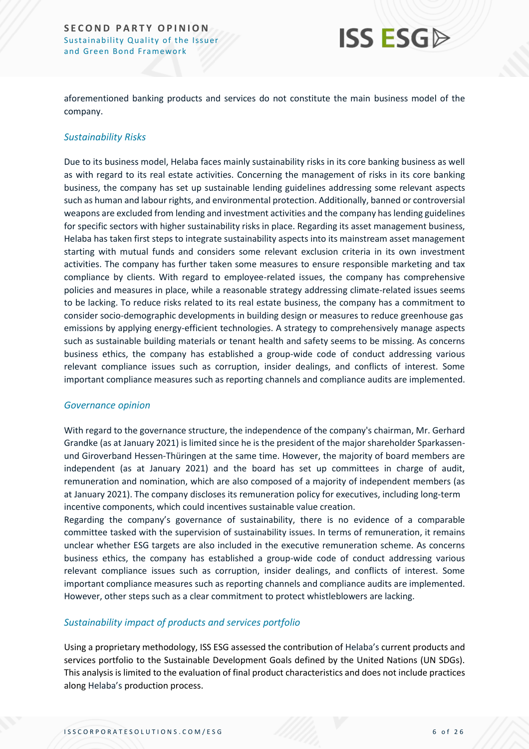aforementioned banking products and services do not constitute the main business model of the company.

*Sustainability Risks*

Due to its business model, Helaba faces mainly sustainability risks in its core banking business as well as with regard to its real estate activities. Concerning the management of risks in its core banking business, the company has set up sustainable lending guidelines addressing some relevant aspects such as human and labour rights, and environmental protection. Additionally, banned or controversial weapons are excluded from lending and investment activities and the company has lending guidelines for specific sectors with higher sustainability risks in place. Regarding its asset management business, Helaba has taken first steps to integrate sustainability aspects into its mainstream asset management starting with mutual funds and considers some relevant exclusion criteria in its own investment activities. The company has further taken some measures to ensure responsible marketing and tax compliance by clients. With regard to employee-related issues, the company has comprehensive policies and measures in place, while a reasonable strategy addressing climate-related issues seems to be lacking. To reduce risks related to its real estate business, the company has a commitment to consider socio-demographic developments in building design or measures to reduce greenhouse gas emissions by applying energy-efficient technologies. A strategy to comprehensively manage aspects such as sustainable building materials or tenant health and safety seems to be missing. As concerns business ethics, the company has established a group-wide code of conduct addressing various relevant compliance issues such as corruption, insider dealings, and conflicts of interest. Some important compliance measures such as reporting channels and compliance audits are implemented.

*Governance opinion*

With regard to the governance structure, the independence of the company's chairman, Mr. Gerhard Grandke (as at January 2021) is limited since he is the president of the major shareholder Sparkassen- und Giroverband Hessen-Thüringen at the same time. However, the majority of board members are independent (as at January 2021) and the board has set up committees in charge of audit, remuneration and nomination, which are also composed of a majority of independent members (as at January 2021). The company discloses its remuneration policy for executives, including long-term incentive components, which could incentives sustainable value creation.

Regarding the company's governance of sustainability, there is no evidence of a comparable committee tasked with the supervision of sustainability issues. In terms of remuneration, it remains unclear whether ESG targets are also included in the executive remuneration scheme. As concerns business ethics, the company has established a group-wide code of conduct addressing various relevant compliance issues such as corruption, insider dealings, and conflicts of interest. Some important compliance measures such as reporting channels and compliance audits are implemented. However, other steps such as a clear commitment to protect whistleblowers are lacking.

*Sustainability impact of products and services portfolio*

Using a proprietary methodology, ISS ESG assessed the contribution of Helaba's current products and services portfolio to the Sustainable Development Goals defined by the United Nations (UN SDGs). This analysis is limited to the evaluation of final product characteristics and does not include practices along Helaba's production process.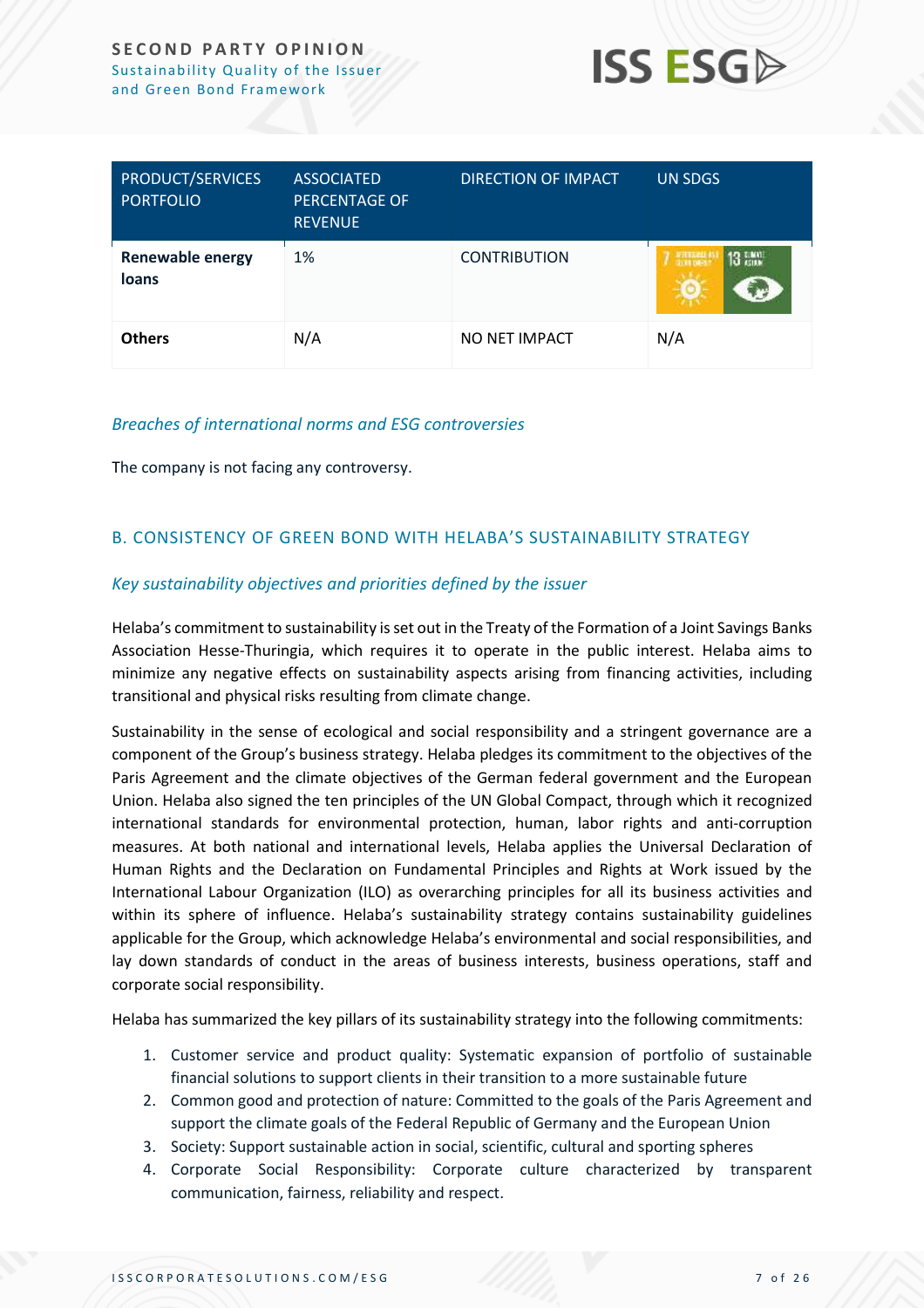| PRODUCT/SERVICES PORTFOLIO | ASSOCIATED PERCENTAGE OF REVENUE | DIRECTION OF IMPACT | UN SDGS |
|---|---|---|---|
| **Renewable energy loans** | 1% | CONTRIBUTION | 7 AFFORDABLE AND CLEAN ENERGY, 13 CLIMATE ACTION |
| **Others** | N/A | NO NET IMPACT | N/A |

### *Breaches of international norms and ESG controversies*

The company is not facing any controversy.

## B. CONSISTENCY OF GREEN BOND WITH HELABA'S SUSTAINABILITY STRATEGY

### *Key sustainability objectives and priorities defined by the issuer*

Helaba's commitment to sustainability is set out in the Treaty of the Formation of a Joint Savings Banks Association Hesse-Thuringia, which requires it to operate in the public interest. Helaba aims to minimize any negative effects on sustainability aspects arising from financing activities, including transitional and physical risks resulting from climate change.

Sustainability in the sense of ecological and social responsibility and a stringent governance are a component of the Group's business strategy. Helaba pledges its commitment to the objectives of the Paris Agreement and the climate objectives of the German federal government and the European Union. Helaba also signed the ten principles of the UN Global Compact, through which it recognized international standards for environmental protection, human, labor rights and anti-corruption measures. At both national and international levels, Helaba applies the Universal Declaration of Human Rights and the Declaration on Fundamental Principles and Rights at Work issued by the International Labour Organization (ILO) as overarching principles for all its business activities and within its sphere of influence. Helaba's sustainability strategy contains sustainability guidelines applicable for the Group, which acknowledge Helaba's environmental and social responsibilities, and lay down standards of conduct in the areas of business interests, business operations, staff and corporate social responsibility.

Helaba has summarized the key pillars of its sustainability strategy into the following commitments:

1. Customer service and product quality: Systematic expansion of portfolio of sustainable financial solutions to support clients in their transition to a more sustainable future
2. Common good and protection of nature: Committed to the goals of the Paris Agreement and support the climate goals of the Federal Republic of Germany and the European Union
3. Society: Support sustainable action in social, scientific, cultural and sporting spheres
4. Corporate Social Responsibility: Corporate culture characterized by transparent communication, fairness, reliability and respect.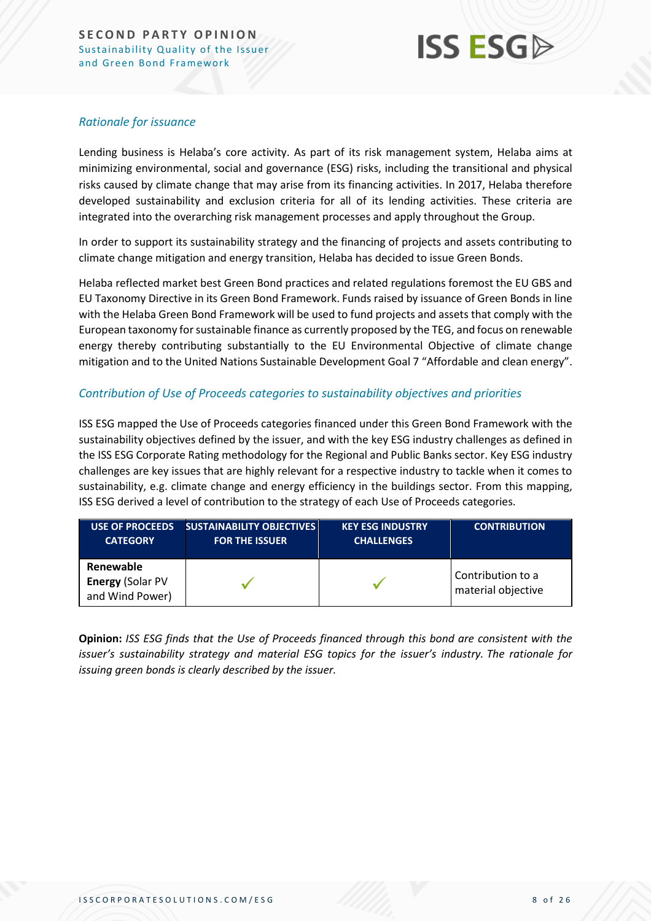### *Rationale for issuance*

Lending business is Helaba's core activity. As part of its risk management system, Helaba aims at minimizing environmental, social and governance (ESG) risks, including the transitional and physical risks caused by climate change that may arise from its financing activities. In 2017, Helaba therefore developed sustainability and exclusion criteria for all of its lending activities. These criteria are integrated into the overarching risk management processes and apply throughout the Group.

In order to support its sustainability strategy and the financing of projects and assets contributing to climate change mitigation and energy transition, Helaba has decided to issue Green Bonds.

Helaba reflected market best Green Bond practices and related regulations foremost the EU GBS and EU Taxonomy Directive in its Green Bond Framework. Funds raised by issuance of Green Bonds in line with the Helaba Green Bond Framework will be used to fund projects and assets that comply with the European taxonomy for sustainable finance as currently proposed by the TEG, and focus on renewable energy thereby contributing substantially to the EU Environmental Objective of climate change mitigation and to the United Nations Sustainable Development Goal 7 "Affordable and clean energy".

### *Contribution of Use of Proceeds categories to sustainability objectives and priorities*

ISS ESG mapped the Use of Proceeds categories financed under this Green Bond Framework with the sustainability objectives defined by the issuer, and with the key ESG industry challenges as defined in the ISS ESG Corporate Rating methodology for the Regional and Public Banks sector. Key ESG industry challenges are key issues that are highly relevant for a respective industry to tackle when it comes to sustainability, e.g. climate change and energy efficiency in the buildings sector. From this mapping, ISS ESG derived a level of contribution to the strategy of each Use of Proceeds categories.

| USE OF PROCEEDS CATEGORY | SUSTAINABILITY OBJECTIVES FOR THE ISSUER | KEY ESG INDUSTRY CHALLENGES | CONTRIBUTION |
|---|---|---|---|
| **Renewable Energy** (Solar PV and Wind Power) | ✓ | ✓ | Contribution to a material objective |

**Opinion:** *ISS ESG finds that the Use of Proceeds financed through this bond are consistent with the issuer's sustainability strategy and material ESG topics for the issuer's industry. The rationale for issuing green bonds is clearly described by the issuer.*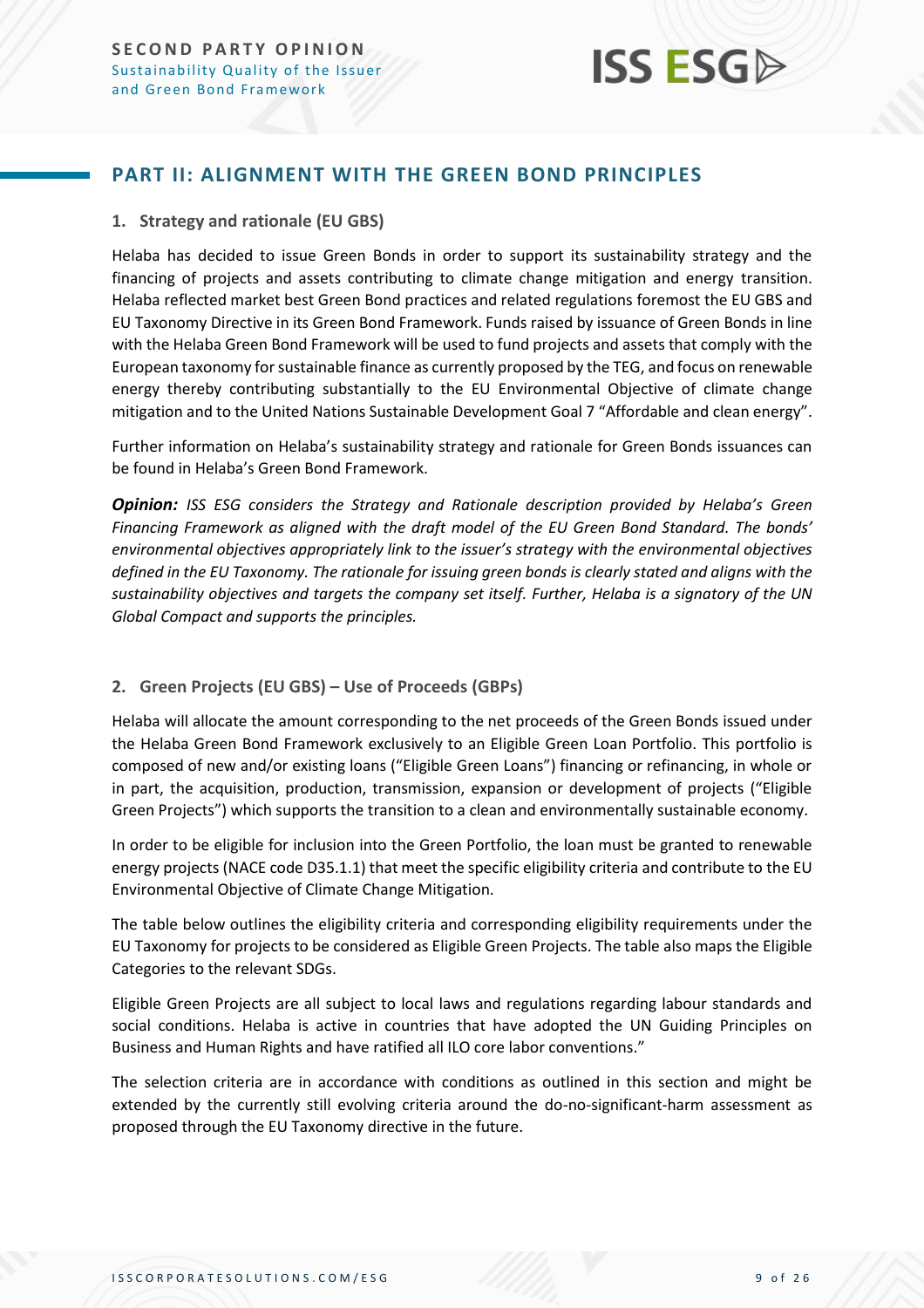## PART II: ALIGNMENT WITH THE GREEN BOND PRINCIPLES

### 1. Strategy and rationale (EU GBS)

Helaba has decided to issue Green Bonds in order to support its sustainability strategy and the financing of projects and assets contributing to climate change mitigation and energy transition. Helaba reflected market best Green Bond practices and related regulations foremost the EU GBS and EU Taxonomy Directive in its Green Bond Framework. Funds raised by issuance of Green Bonds in line with the Helaba Green Bond Framework will be used to fund projects and assets that comply with the European taxonomy for sustainable finance as currently proposed by the TEG, and focus on renewable energy thereby contributing substantially to the EU Environmental Objective of climate change mitigation and to the United Nations Sustainable Development Goal 7 "Affordable and clean energy".

Further information on Helaba's sustainability strategy and rationale for Green Bonds issuances can be found in Helaba's Green Bond Framework.

***Opinion:*** *ISS ESG considers the Strategy and Rationale description provided by Helaba's Green Financing Framework as aligned with the draft model of the EU Green Bond Standard. The bonds' environmental objectives appropriately link to the issuer's strategy with the environmental objectives defined in the EU Taxonomy. The rationale for issuing green bonds is clearly stated and aligns with the sustainability objectives and targets the company set itself. Further, Helaba is a signatory of the UN Global Compact and supports the principles.*

### 2. Green Projects (EU GBS) – Use of Proceeds (GBPs)

Helaba will allocate the amount corresponding to the net proceeds of the Green Bonds issued under the Helaba Green Bond Framework exclusively to an Eligible Green Loan Portfolio. This portfolio is composed of new and/or existing loans ("Eligible Green Loans") financing or refinancing, in whole or in part, the acquisition, production, transmission, expansion or development of projects ("Eligible Green Projects") which supports the transition to a clean and environmentally sustainable economy.

In order to be eligible for inclusion into the Green Portfolio, the loan must be granted to renewable energy projects (NACE code D35.1.1) that meet the specific eligibility criteria and contribute to the EU Environmental Objective of Climate Change Mitigation.

The table below outlines the eligibility criteria and corresponding eligibility requirements under the EU Taxonomy for projects to be considered as Eligible Green Projects. The table also maps the Eligible Categories to the relevant SDGs.

Eligible Green Projects are all subject to local laws and regulations regarding labour standards and social conditions. Helaba is active in countries that have adopted the UN Guiding Principles on Business and Human Rights and have ratified all ILO core labor conventions."

The selection criteria are in accordance with conditions as outlined in this section and might be extended by the currently still evolving criteria around the do-no-significant-harm assessment as proposed through the EU Taxonomy directive in the future.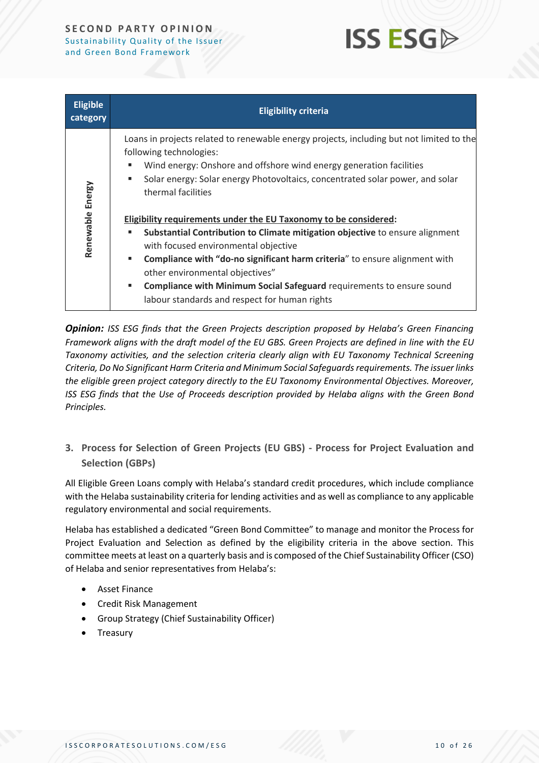| Eligible category | Eligibility criteria |
|---|---|
| Renewable Energy | Loans in projects related to renewable energy projects, including but not limited to the following technologies:<br>▪ Wind energy: Onshore and offshore wind energy generation facilities<br>▪ Solar energy: Solar energy Photovoltaics, concentrated solar power, and solar thermal facilities<br><br>Eligibility requirements under the EU Taxonomy to be considered:<br>▪ **Substantial Contribution to Climate mitigation objective** to ensure alignment with focused environmental objective<br>▪ **Compliance with "do-no significant harm criteria**" to ensure alignment with other environmental objectives"<br>▪ **Compliance with Minimum Social Safeguard** requirements to ensure sound labour standards and respect for human rights |

***Opinion:*** *ISS ESG finds that the Green Projects description proposed by Helaba's Green Financing Framework aligns with the draft model of the EU GBS. Green Projects are defined in line with the EU Taxonomy activities, and the selection criteria clearly align with EU Taxonomy Technical Screening Criteria, Do No Significant Harm Criteria and Minimum Social Safeguards requirements. The issuer links the eligible green project category directly to the EU Taxonomy Environmental Objectives. Moreover, ISS ESG finds that the Use of Proceeds description provided by Helaba aligns with the Green Bond Principles.*

### 3. Process for Selection of Green Projects (EU GBS) - Process for Project Evaluation and Selection (GBPs)

All Eligible Green Loans comply with Helaba's standard credit procedures, which include compliance with the Helaba sustainability criteria for lending activities and as well as compliance to any applicable regulatory environmental and social requirements.

Helaba has established a dedicated "Green Bond Committee" to manage and monitor the Process for Project Evaluation and Selection as defined by the eligibility criteria in the above section. This committee meets at least on a quarterly basis and is composed of the Chief Sustainability Officer (CSO) of Helaba and senior representatives from Helaba's:

- Asset Finance
- Credit Risk Management
- Group Strategy (Chief Sustainability Officer)
- Treasury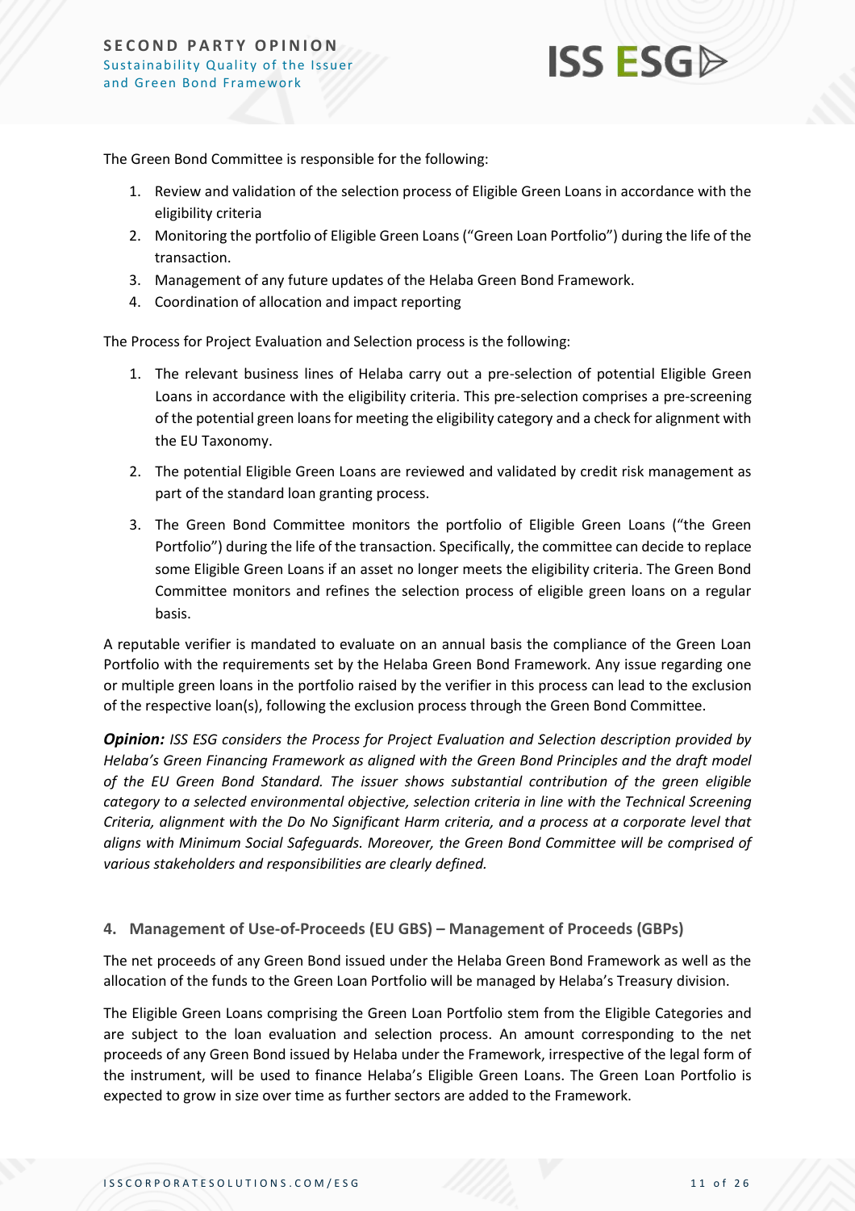The Green Bond Committee is responsible for the following:

1. Review and validation of the selection process of Eligible Green Loans in accordance with the eligibility criteria
2. Monitoring the portfolio of Eligible Green Loans ("Green Loan Portfolio") during the life of the transaction.
3. Management of any future updates of the Helaba Green Bond Framework.
4. Coordination of allocation and impact reporting

The Process for Project Evaluation and Selection process is the following:

1. The relevant business lines of Helaba carry out a pre-selection of potential Eligible Green Loans in accordance with the eligibility criteria. This pre-selection comprises a pre-screening of the potential green loans for meeting the eligibility category and a check for alignment with the EU Taxonomy.

2. The potential Eligible Green Loans are reviewed and validated by credit risk management as part of the standard loan granting process.

3. The Green Bond Committee monitors the portfolio of Eligible Green Loans ("the Green Portfolio") during the life of the transaction. Specifically, the committee can decide to replace some Eligible Green Loans if an asset no longer meets the eligibility criteria. The Green Bond Committee monitors and refines the selection process of eligible green loans on a regular basis.

A reputable verifier is mandated to evaluate on an annual basis the compliance of the Green Loan Portfolio with the requirements set by the Helaba Green Bond Framework. Any issue regarding one or multiple green loans in the portfolio raised by the verifier in this process can lead to the exclusion of the respective loan(s), following the exclusion process through the Green Bond Committee.

***Opinion:*** *ISS ESG considers the Process for Project Evaluation and Selection description provided by Helaba's Green Financing Framework as aligned with the Green Bond Principles and the draft model of the EU Green Bond Standard. The issuer shows substantial contribution of the green eligible category to a selected environmental objective, selection criteria in line with the Technical Screening Criteria, alignment with the Do No Significant Harm criteria, and a process at a corporate level that aligns with Minimum Social Safeguards. Moreover, the Green Bond Committee will be comprised of various stakeholders and responsibilities are clearly defined.*

## 4. Management of Use-of-Proceeds (EU GBS) – Management of Proceeds (GBPs)

The net proceeds of any Green Bond issued under the Helaba Green Bond Framework as well as the allocation of the funds to the Green Loan Portfolio will be managed by Helaba's Treasury division.

The Eligible Green Loans comprising the Green Loan Portfolio stem from the Eligible Categories and are subject to the loan evaluation and selection process. An amount corresponding to the net proceeds of any Green Bond issued by Helaba under the Framework, irrespective of the legal form of the instrument, will be used to finance Helaba's Eligible Green Loans. The Green Loan Portfolio is expected to grow in size over time as further sectors are added to the Framework.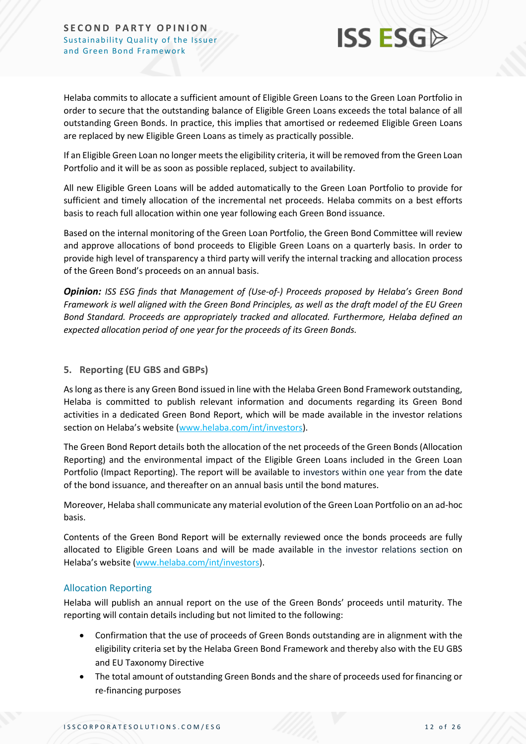Helaba commits to allocate a sufficient amount of Eligible Green Loans to the Green Loan Portfolio in order to secure that the outstanding balance of Eligible Green Loans exceeds the total balance of all outstanding Green Bonds. In practice, this implies that amortised or redeemed Eligible Green Loans are replaced by new Eligible Green Loans as timely as practically possible.

If an Eligible Green Loan no longer meets the eligibility criteria, it will be removed from the Green Loan Portfolio and it will be as soon as possible replaced, subject to availability.

All new Eligible Green Loans will be added automatically to the Green Loan Portfolio to provide for sufficient and timely allocation of the incremental net proceeds. Helaba commits on a best efforts basis to reach full allocation within one year following each Green Bond issuance.

Based on the internal monitoring of the Green Loan Portfolio, the Green Bond Committee will review and approve allocations of bond proceeds to Eligible Green Loans on a quarterly basis. In order to provide high level of transparency a third party will verify the internal tracking and allocation process of the Green Bond's proceeds on an annual basis.

***Opinion:*** *ISS ESG finds that Management of (Use-of-) Proceeds proposed by Helaba's Green Bond Framework is well aligned with the Green Bond Principles, as well as the draft model of the EU Green Bond Standard. Proceeds are appropriately tracked and allocated. Furthermore, Helaba defined an expected allocation period of one year for the proceeds of its Green Bonds.*

## 5. Reporting (EU GBS and GBPs)

As long as there is any Green Bond issued in line with the Helaba Green Bond Framework outstanding, Helaba is committed to publish relevant information and documents regarding its Green Bond activities in a dedicated Green Bond Report, which will be made available in the investor relations section on Helaba's website (www.helaba.com/int/investors).

The Green Bond Report details both the allocation of the net proceeds of the Green Bonds (Allocation Reporting) and the environmental impact of the Eligible Green Loans included in the Green Loan Portfolio (Impact Reporting). The report will be available to investors within one year from the date of the bond issuance, and thereafter on an annual basis until the bond matures.

Moreover, Helaba shall communicate any material evolution of the Green Loan Portfolio on an ad-hoc basis.

Contents of the Green Bond Report will be externally reviewed once the bonds proceeds are fully allocated to Eligible Green Loans and will be made available in the investor relations section on Helaba's website (www.helaba.com/int/investors).

### Allocation Reporting

Helaba will publish an annual report on the use of the Green Bonds' proceeds until maturity. The reporting will contain details including but not limited to the following:

- Confirmation that the use of proceeds of Green Bonds outstanding are in alignment with the eligibility criteria set by the Helaba Green Bond Framework and thereby also with the EU GBS and EU Taxonomy Directive
- The total amount of outstanding Green Bonds and the share of proceeds used for financing or re-financing purposes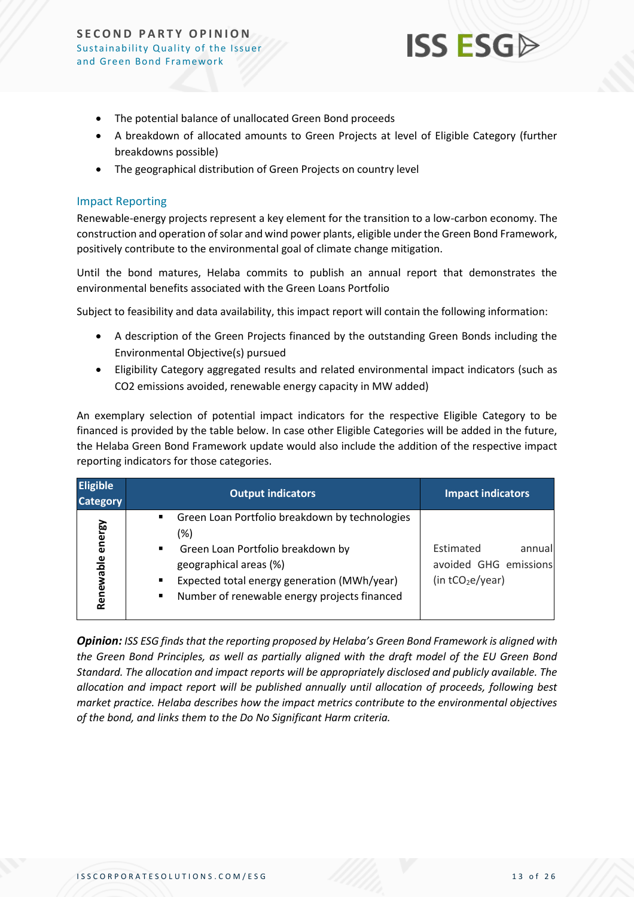- The potential balance of unallocated Green Bond proceeds
- A breakdown of allocated amounts to Green Projects at level of Eligible Category (further breakdowns possible)
- The geographical distribution of Green Projects on country level

## Impact Reporting

Renewable-energy projects represent a key element for the transition to a low-carbon economy. The construction and operation of solar and wind power plants, eligible under the Green Bond Framework, positively contribute to the environmental goal of climate change mitigation.

Until the bond matures, Helaba commits to publish an annual report that demonstrates the environmental benefits associated with the Green Loans Portfolio

Subject to feasibility and data availability, this impact report will contain the following information:

- A description of the Green Projects financed by the outstanding Green Bonds including the Environmental Objective(s) pursued
- Eligibility Category aggregated results and related environmental impact indicators (such as CO2 emissions avoided, renewable energy capacity in MW added)

An exemplary selection of potential impact indicators for the respective Eligible Category to be financed is provided by the table below. In case other Eligible Categories will be added in the future, the Helaba Green Bond Framework update would also include the addition of the respective impact reporting indicators for those categories.

| Eligible Category | Output indicators | Impact indicators |
|---|---|---|
| Renewable energy | ▪ Green Loan Portfolio breakdown by technologies (%)<br>▪ Green Loan Portfolio breakdown by geographical areas (%)<br>▪ Expected total energy generation (MWh/year)<br>▪ Number of renewable energy projects financed | Estimated annual avoided GHG emissions (in $tCO_2e$/year) |

***Opinion:*** *ISS ESG finds that the reporting proposed by Helaba's Green Bond Framework is aligned with the Green Bond Principles, as well as partially aligned with the draft model of the EU Green Bond Standard. The allocation and impact reports will be appropriately disclosed and publicly available. The allocation and impact report will be published annually until allocation of proceeds, following best market practice. Helaba describes how the impact metrics contribute to the environmental objectives of the bond, and links them to the Do No Significant Harm criteria.*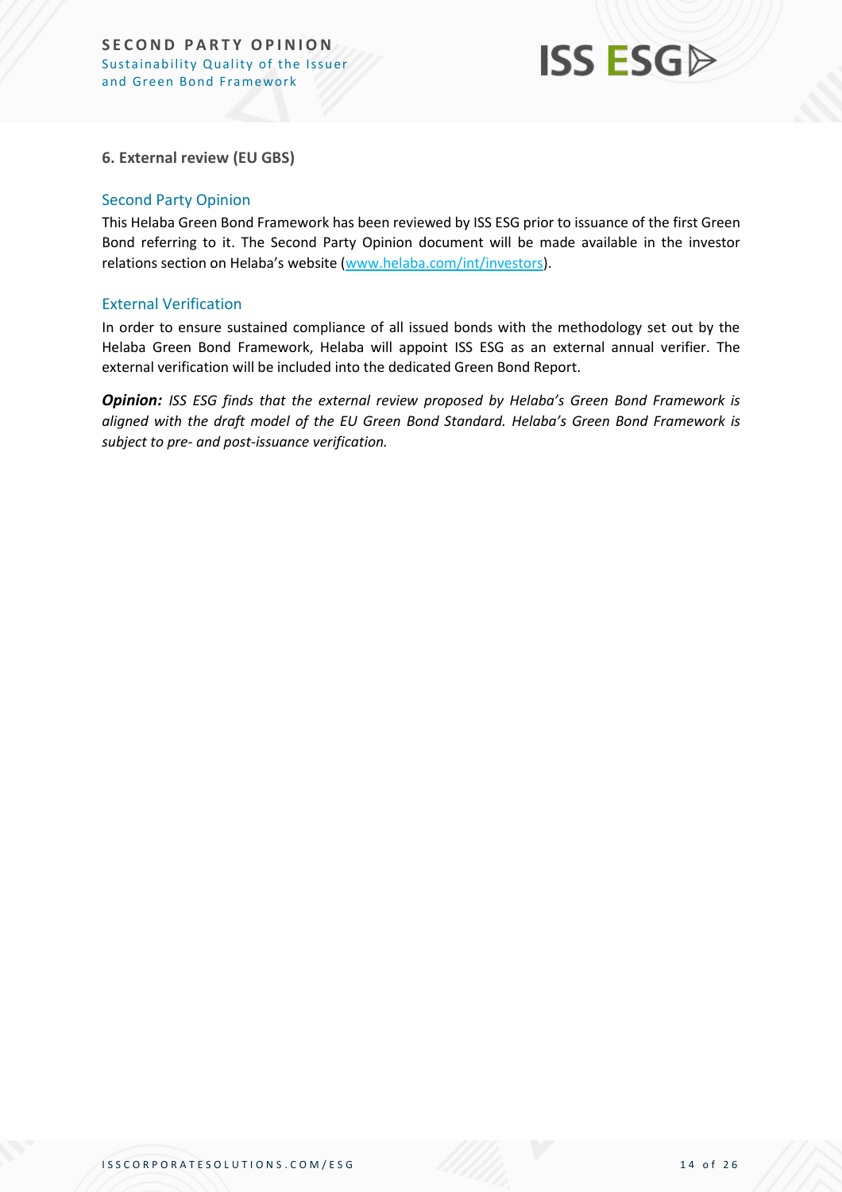### 6. External review (EU GBS)

#### Second Party Opinion

This Helaba Green Bond Framework has been reviewed by ISS ESG prior to issuance of the first Green Bond referring to it. The Second Party Opinion document will be made available in the investor relations section on Helaba's website ([www.helaba.com/int/investors](www.helaba.com/int/investors)).

#### External Verification

In order to ensure sustained compliance of all issued bonds with the methodology set out by the Helaba Green Bond Framework, Helaba will appoint ISS ESG as an external annual verifier. The external verification will be included into the dedicated Green Bond Report.

***Opinion:*** *ISS ESG finds that the external review proposed by Helaba's Green Bond Framework is aligned with the draft model of the EU Green Bond Standard. Helaba's Green Bond Framework is subject to pre- and post-issuance verification.*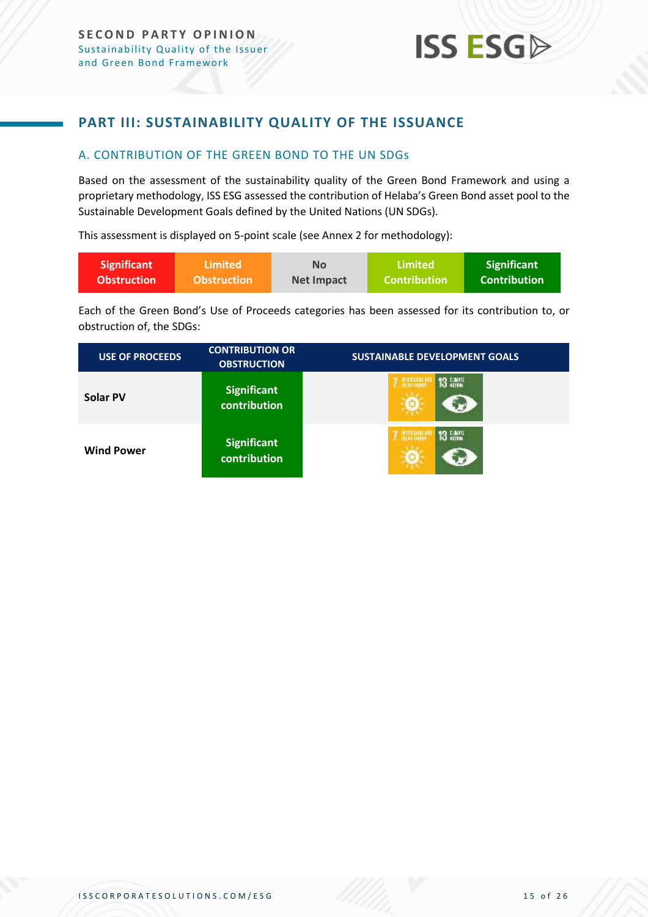## PART III: SUSTAINABILITY QUALITY OF THE ISSUANCE

### A. CONTRIBUTION OF THE GREEN BOND TO THE UN SDGs

Based on the assessment of the sustainability quality of the Green Bond Framework and using a proprietary methodology, ISS ESG assessed the contribution of Helaba's Green Bond asset pool to the Sustainable Development Goals defined by the United Nations (UN SDGs).

This assessment is displayed on 5-point scale (see Annex 2 for methodology):

| Significant Obstruction | Limited Obstruction | No Net Impact | Limited Contribution | Significant Contribution |
|---|---|---|---|---|

Each of the Green Bond's Use of Proceeds categories has been assessed for its contribution to, or obstruction of, the SDGs:

| USE OF PROCEEDS | CONTRIBUTION OR OBSTRUCTION | SUSTAINABLE DEVELOPMENT GOALS |
|---|---|---|
| **Solar PV** | **Significant contribution** | 7 Affordable and Clean Energy; 13 Climate Action |
| **Wind Power** | **Significant contribution** | 7 Affordable and Clean Energy; 13 Climate Action |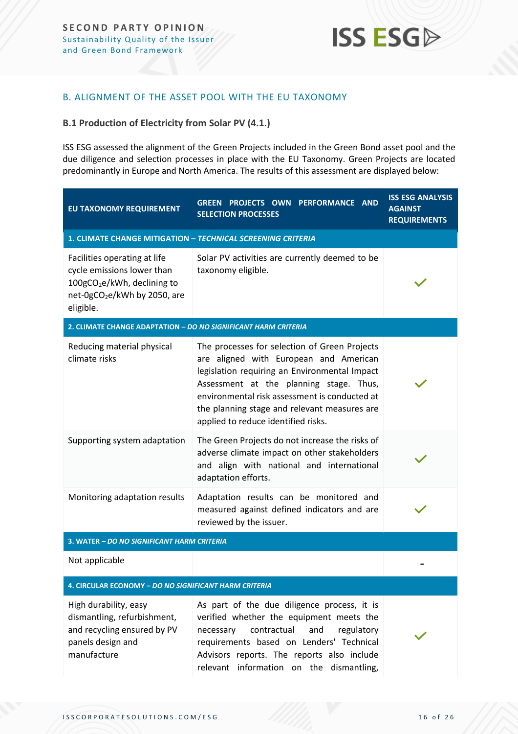## B. ALIGNMENT OF THE ASSET POOL WITH THE EU TAXONOMY

### B.1 Production of Electricity from Solar PV (4.1.)

ISS ESG assessed the alignment of the Green Projects included in the Green Bond asset pool and the due diligence and selection processes in place with the EU Taxonomy. Green Projects are located predominantly in Europe and North America. The results of this assessment are displayed below:

| EU TAXONOMY REQUIREMENT | GREEN PROJECTS OWN PERFORMANCE AND SELECTION PROCESSES | ISS ESG ANALYSIS AGAINST REQUIREMENTS |
|---|---|---|
| **1. CLIMATE CHANGE MITIGATION – *TECHNICAL SCREENING CRITERIA*** | | |
| Facilities operating at life cycle emissions lower than 100g$CO_2$e/kWh, declining to net-0g$CO_2$e/kWh by 2050, are eligible. | Solar PV activities are currently deemed to be taxonomy eligible. | ✓ |
| **2. CLIMATE CHANGE ADAPTATION – *DO NO SIGNIFICANT HARM CRITERIA*** | | |
| Reducing material physical climate risks | The processes for selection of Green Projects are aligned with European and American legislation requiring an Environmental Impact Assessment at the planning stage. Thus, environmental risk assessment is conducted at the planning stage and relevant measures are applied to reduce identified risks. | ✓ |
| Supporting system adaptation | The Green Projects do not increase the risks of adverse climate impact on other stakeholders and align with national and international adaptation efforts. | ✓ |
| Monitoring adaptation results | Adaptation results can be monitored and measured against defined indicators and are reviewed by the issuer. | ✓ |
| **3. WATER – *DO NO SIGNIFICANT HARM CRITERIA*** | | |
| Not applicable | | - |
| **4. CIRCULAR ECONOMY – *DO NO SIGNIFICANT HARM CRITERIA*** | | |
| High durability, easy dismantling, refurbishment, and recycling ensured by PV panels design and manufacture | As part of the due diligence process, it is verified whether the equipment meets the necessary contractual and regulatory requirements based on Lenders' Technical Advisors reports. The reports also include relevant information on the dismantling, | ✓ |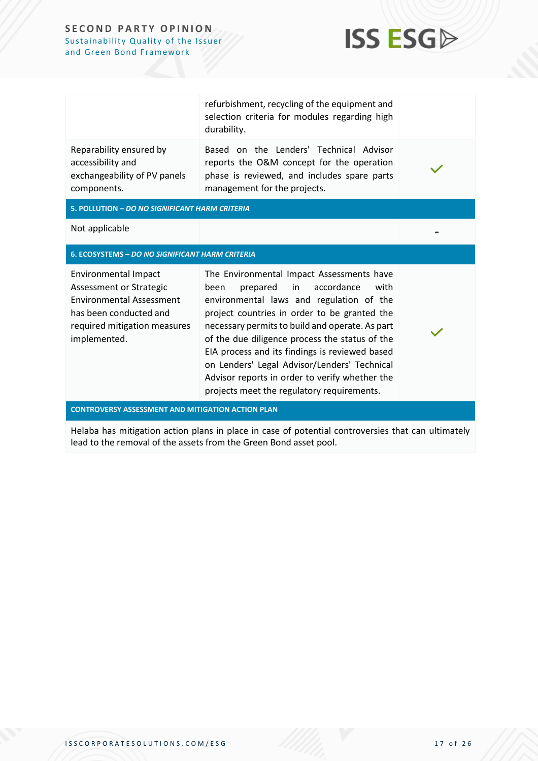| | | |
|---|---|---|
| | refurbishment, recycling of the equipment and selection criteria for modules regarding high durability. | |
| Reparability ensured by accessibility and exchangeability of PV panels components. | Based on the Lenders' Technical Advisor reports the O&M concept for the operation phase is reviewed, and includes spare parts management for the projects. | ✓ |
| **5. POLLUTION – *DO NO SIGNIFICANT HARM CRITERIA*** | | |
| Not applicable | | - |
| **6. ECOSYSTEMS – *DO NO SIGNIFICANT HARM CRITERIA*** | | |
| Environmental Impact Assessment or Strategic Environmental Assessment has been conducted and required mitigation measures implemented. | The Environmental Impact Assessments have been prepared in accordance with environmental laws and regulation of the project countries in order to be granted the necessary permits to build and operate. As part of the due diligence process the status of the EIA process and its findings is reviewed based on Lenders' Legal Advisor/Lenders' Technical Advisor reports in order to verify whether the projects meet the regulatory requirements. | ✓ |
| **CONTROVERSY ASSESSMENT AND MITIGATION ACTION PLAN** | | |
| Helaba has mitigation action plans in place in case of potential controversies that can ultimately lead to the removal of the assets from the Green Bond asset pool. | | |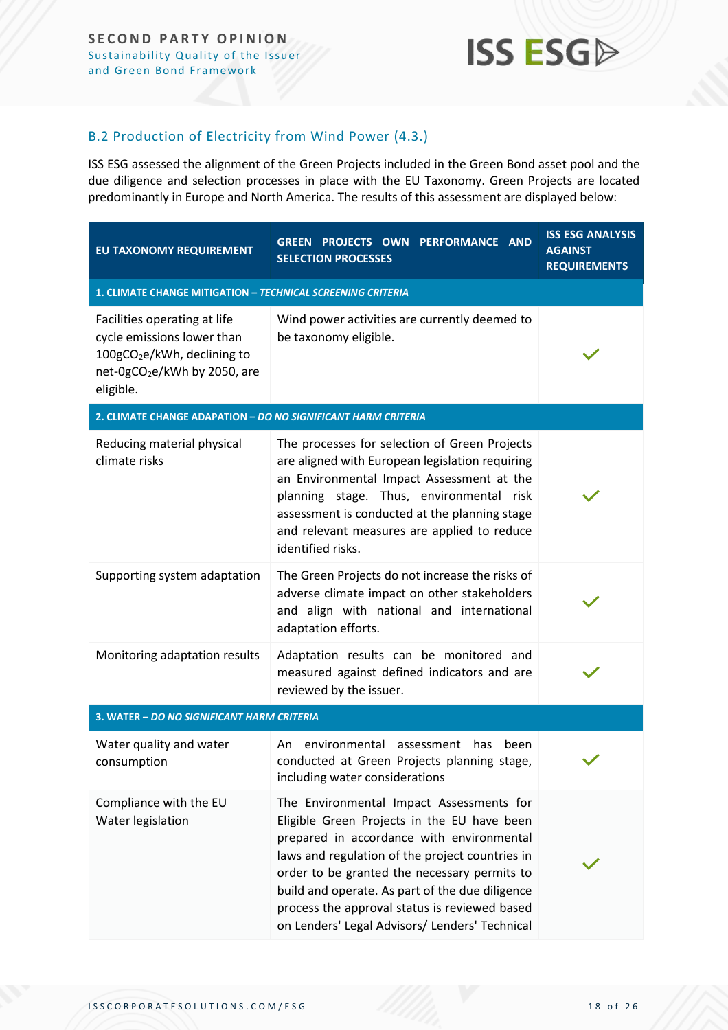## B.2 Production of Electricity from Wind Power (4.3.)

ISS ESG assessed the alignment of the Green Projects included in the Green Bond asset pool and the due diligence and selection processes in place with the EU Taxonomy. Green Projects are located predominantly in Europe and North America. The results of this assessment are displayed below:

| EU TAXONOMY REQUIREMENT | GREEN PROJECTS OWN PERFORMANCE AND SELECTION PROCESSES | ISS ESG ANALYSIS AGAINST REQUIREMENTS |
|---|---|---|
| **1. CLIMATE CHANGE MITIGATION – *TECHNICAL SCREENING CRITERIA*** | | |
| Facilities operating at life cycle emissions lower than 100g$CO_2$e/kWh, declining to net-0g$CO_2$e/kWh by 2050, are eligible. | Wind power activities are currently deemed to be taxonomy eligible. | ✓ |
| **2. CLIMATE CHANGE ADAPATION – *DO NO SIGNIFICANT HARM CRITERIA*** | | |
| Reducing material physical climate risks | The processes for selection of Green Projects are aligned with European legislation requiring an Environmental Impact Assessment at the planning stage. Thus, environmental risk assessment is conducted at the planning stage and relevant measures are applied to reduce identified risks. | ✓ |
| Supporting system adaptation | The Green Projects do not increase the risks of adverse climate impact on other stakeholders and align with national and international adaptation efforts. | ✓ |
| Monitoring adaptation results | Adaptation results can be monitored and measured against defined indicators and are reviewed by the issuer. | ✓ |
| **3. WATER – *DO NO SIGNIFICANT HARM CRITERIA*** | | |
| Water quality and water consumption | An environmental assessment has been conducted at Green Projects planning stage, including water considerations | ✓ |
| Compliance with the EU Water legislation | The Environmental Impact Assessments for Eligible Green Projects in the EU have been prepared in accordance with environmental laws and regulation of the project countries in order to be granted the necessary permits to build and operate. As part of the due diligence process the approval status is reviewed based on Lenders' Legal Advisors/ Lenders' Technical | ✓ |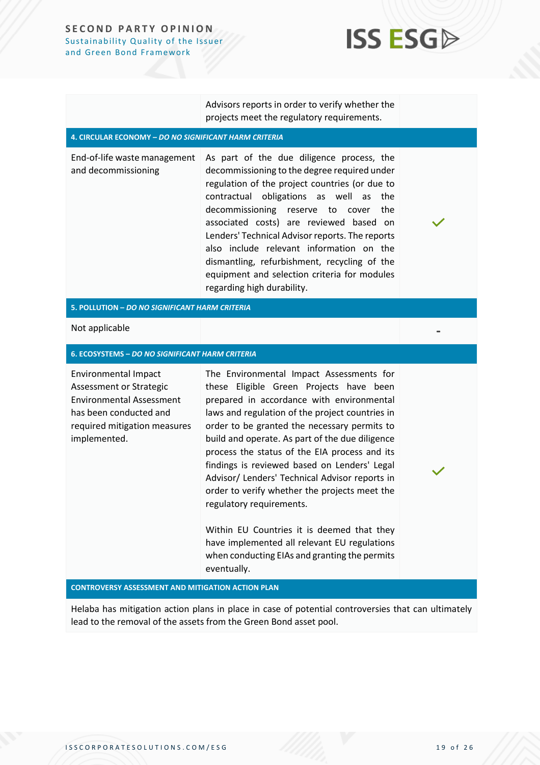| | | |
|---|---|---|
| | Advisors reports in order to verify whether the projects meet the regulatory requirements. | |
| **4. CIRCULAR ECONOMY – *DO NO SIGNIFICANT HARM CRITERIA*** | | |
| End-of-life waste management and decommissioning | As part of the due diligence process, the decommissioning to the degree required under regulation of the project countries (or due to contractual obligations as well as the decommissioning reserve to cover the associated costs) are reviewed based on Lenders' Technical Advisor reports. The reports also include relevant information on the dismantling, refurbishment, recycling of the equipment and selection criteria for modules regarding high durability. | ✓ |
| **5. POLLUTION – *DO NO SIGNIFICANT HARM CRITERIA*** | | |
| Not applicable | | - |
| **6. ECOSYSTEMS – *DO NO SIGNIFICANT HARM CRITERIA*** | | |
| Environmental Impact Assessment or Strategic Environmental Assessment has been conducted and required mitigation measures implemented. | The Environmental Impact Assessments for these Eligible Green Projects have been prepared in accordance with environmental laws and regulation of the project countries in order to be granted the necessary permits to build and operate. As part of the due diligence process the status of the EIA process and its findings is reviewed based on Lenders' Legal Advisor/ Lenders' Technical Advisor reports in order to verify whether the projects meet the regulatory requirements.<br><br>Within EU Countries it is deemed that they have implemented all relevant EU regulations when conducting EIAs and granting the permits eventually. | ✓ |
| **CONTROVERSY ASSESSMENT AND MITIGATION ACTION PLAN** | | |
| Helaba has mitigation action plans in place in case of potential controversies that can ultimately lead to the removal of the assets from the Green Bond asset pool. | | |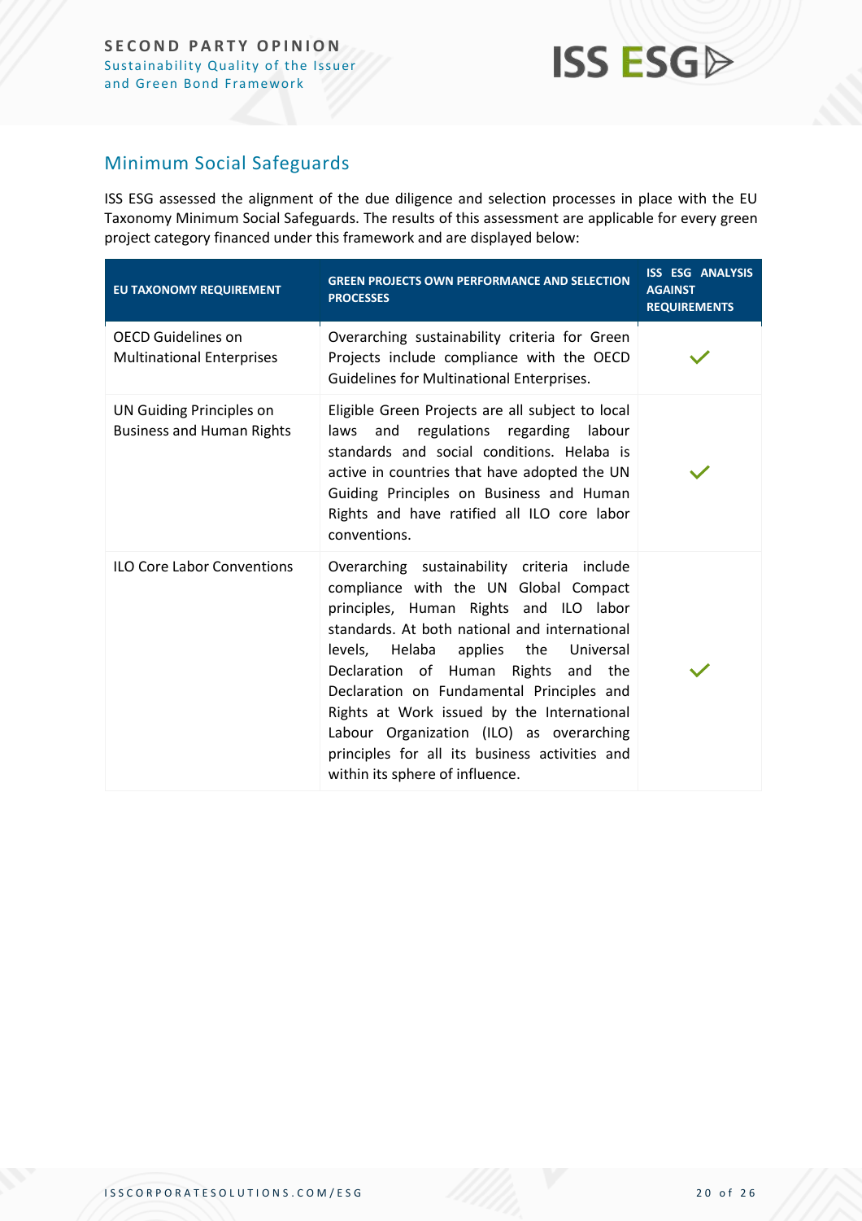## Minimum Social Safeguards

ISS ESG assessed the alignment of the due diligence and selection processes in place with the EU Taxonomy Minimum Social Safeguards. The results of this assessment are applicable for every green project category financed under this framework and are displayed below:

| EU TAXONOMY REQUIREMENT | GREEN PROJECTS OWN PERFORMANCE AND SELECTION PROCESSES | ISS ESG ANALYSIS AGAINST REQUIREMENTS |
|---|---|---|
| OECD Guidelines on Multinational Enterprises | Overarching sustainability criteria for Green Projects include compliance with the OECD Guidelines for Multinational Enterprises. | ✓ |
| UN Guiding Principles on Business and Human Rights | Eligible Green Projects are all subject to local laws and regulations regarding labour standards and social conditions. Helaba is active in countries that have adopted the UN Guiding Principles on Business and Human Rights and have ratified all ILO core labor conventions. | ✓ |
| ILO Core Labor Conventions | Overarching sustainability criteria include compliance with the UN Global Compact principles, Human Rights and ILO labor standards. At both national and international levels, Helaba applies the Universal Declaration of Human Rights and the Declaration on Fundamental Principles and Rights at Work issued by the International Labour Organization (ILO) as overarching principles for all its business activities and within its sphere of influence. | ✓ |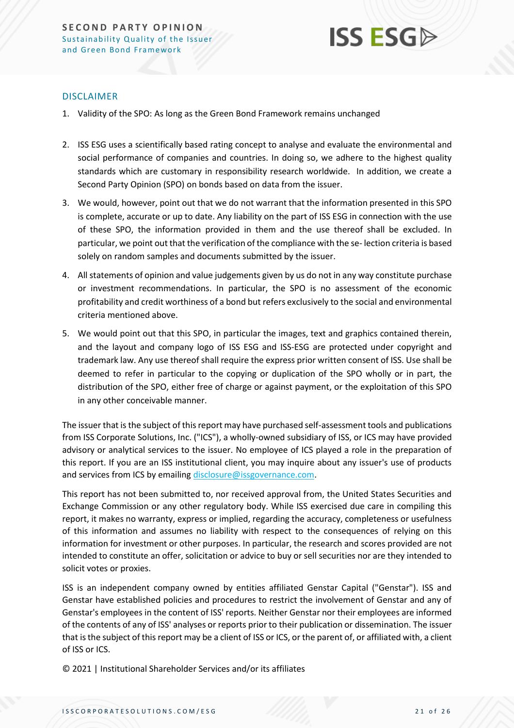## DISCLAIMER

1. Validity of the SPO: As long as the Green Bond Framework remains unchanged

2. ISS ESG uses a scientifically based rating concept to analyse and evaluate the environmental and social performance of companies and countries. In doing so, we adhere to the highest quality standards which are customary in responsibility research worldwide. In addition, we create a Second Party Opinion (SPO) on bonds based on data from the issuer.

3. We would, however, point out that we do not warrant that the information presented in this SPO is complete, accurate or up to date. Any liability on the part of ISS ESG in connection with the use of these SPO, the information provided in them and the use thereof shall be excluded. In particular, we point out that the verification of the compliance with the se- lection criteria is based solely on random samples and documents submitted by the issuer.

4. All statements of opinion and value judgements given by us do not in any way constitute purchase or investment recommendations. In particular, the SPO is no assessment of the economic profitability and credit worthiness of a bond but refers exclusively to the social and environmental criteria mentioned above.

5. We would point out that this SPO, in particular the images, text and graphics contained therein, and the layout and company logo of ISS ESG and ISS-ESG are protected under copyright and trademark law. Any use thereof shall require the express prior written consent of ISS. Use shall be deemed to refer in particular to the copying or duplication of the SPO wholly or in part, the distribution of the SPO, either free of charge or against payment, or the exploitation of this SPO in any other conceivable manner.

The issuer that is the subject of this report may have purchased self-assessment tools and publications from ISS Corporate Solutions, Inc. ("ICS"), a wholly-owned subsidiary of ISS, or ICS may have provided advisory or analytical services to the issuer. No employee of ICS played a role in the preparation of this report. If you are an ISS institutional client, you may inquire about any issuer's use of products and services from ICS by emailing disclosure@issgovernance.com.

This report has not been submitted to, nor received approval from, the United States Securities and Exchange Commission or any other regulatory body. While ISS exercised due care in compiling this report, it makes no warranty, express or implied, regarding the accuracy, completeness or usefulness of this information and assumes no liability with respect to the consequences of relying on this information for investment or other purposes. In particular, the research and scores provided are not intended to constitute an offer, solicitation or advice to buy or sell securities nor are they intended to solicit votes or proxies.

ISS is an independent company owned by entities affiliated Genstar Capital ("Genstar"). ISS and Genstar have established policies and procedures to restrict the involvement of Genstar and any of Genstar's employees in the content of ISS' reports. Neither Genstar nor their employees are informed of the contents of any of ISS' analyses or reports prior to their publication or dissemination. The issuer that is the subject of this report may be a client of ISS or ICS, or the parent of, or affiliated with, a client of ISS or ICS.

© 2021 | Institutional Shareholder Services and/or its affiliates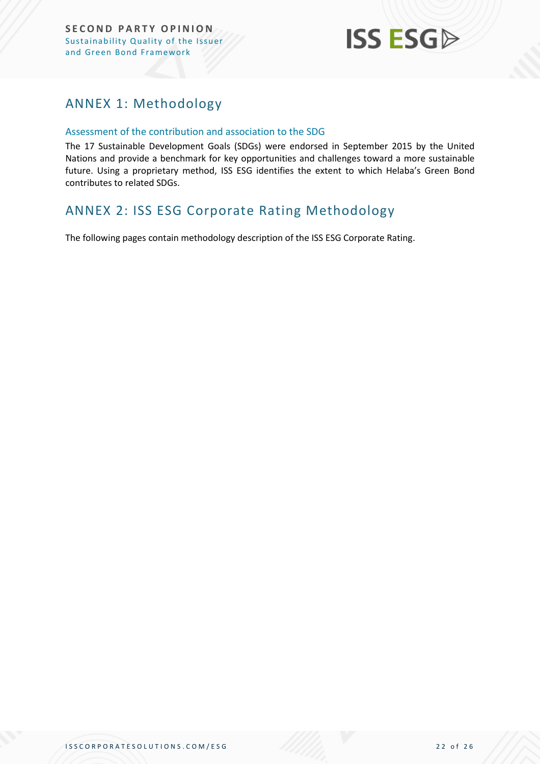## ANNEX 1: Methodology

### Assessment of the contribution and association to the SDG

The 17 Sustainable Development Goals (SDGs) were endorsed in September 2015 by the United Nations and provide a benchmark for key opportunities and challenges toward a more sustainable future. Using a proprietary method, ISS ESG identifies the extent to which Helaba's Green Bond contributes to related SDGs.

## ANNEX 2: ISS ESG Corporate Rating Methodology

The following pages contain methodology description of the ISS ESG Corporate Rating.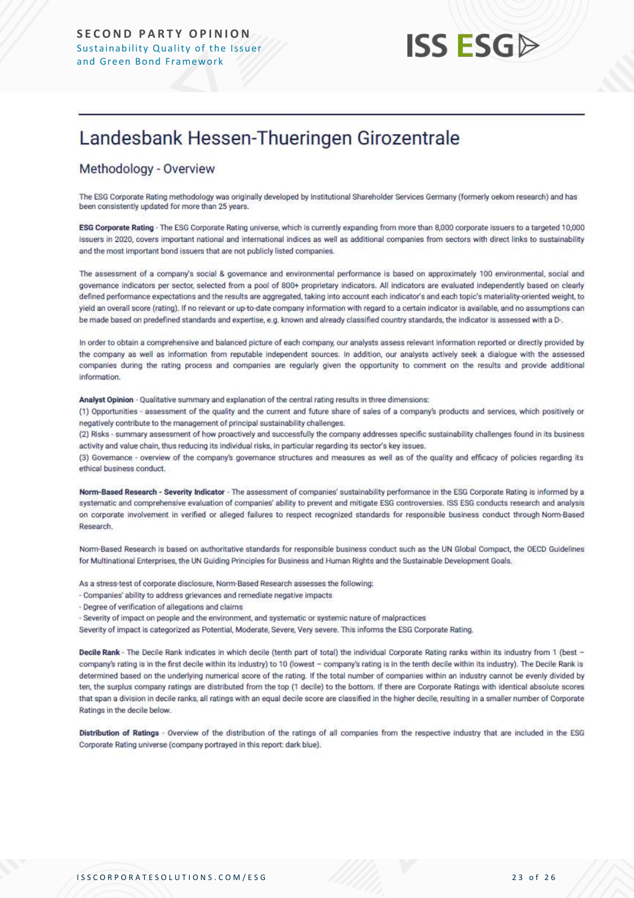# Landesbank Hessen-Thueringen Girozentrale

## Methodology - Overview

The ESG Corporate Rating methodology was originally developed by Institutional Shareholder Services Germany (formerly oekom research) and has been consistently updated for more than 25 years.

**ESG Corporate Rating** - The ESG Corporate Rating universe, which is currently expanding from more than 8,000 corporate issuers to a targeted 10,000 issuers in 2020, covers important national and international indices as well as additional companies from sectors with direct links to sustainability and the most important bond issuers that are not publicly listed companies.

The assessment of a company's social & governance and environmental performance is based on approximately 100 environmental, social and governance indicators per sector, selected from a pool of 800+ proprietary indicators. All indicators are evaluated independently based on clearly defined performance expectations and the results are aggregated, taking into account each indicator's and each topic's materiality-oriented weight, to yield an overall score (rating). If no relevant or up-to-date company information with regard to a certain indicator is available, and no assumptions can be made based on predefined standards and expertise, e.g. known and already classified country standards, the indicator is assessed with a D-.

In order to obtain a comprehensive and balanced picture of each company, our analysts assess relevant information reported or directly provided by the company as well as information from reputable independent sources. In addition, our analysts actively seek a dialogue with the assessed companies during the rating process and companies are regularly given the opportunity to comment on the results and provide additional information.

**Analyst Opinion** - Qualitative summary and explanation of the central rating results in three dimensions:

(1) Opportunities - assessment of the quality and the current and future share of sales of a company's products and services, which positively or negatively contribute to the management of principal sustainability challenges.

(2) Risks - summary assessment of how proactively and successfully the company addresses specific sustainability challenges found in its business activity and value chain, thus reducing its individual risks, in particular regarding its sector's key issues.

(3) Governance - overview of the company's governance structures and measures as well as of the quality and efficacy of policies regarding its ethical business conduct.

**Norm-Based Research - Severity Indicator** - The assessment of companies' sustainability performance in the ESG Corporate Rating is informed by a systematic and comprehensive evaluation of companies' ability to prevent and mitigate ESG controversies. ISS ESG conducts research and analysis on corporate involvement in verified or alleged failures to respect recognized standards for responsible business conduct through Norm-Based Research.

Norm-Based Research is based on authoritative standards for responsible business conduct such as the UN Global Compact, the OECD Guidelines for Multinational Enterprises, the UN Guiding Principles for Business and Human Rights and the Sustainable Development Goals.

As a stress-test of corporate disclosure, Norm-Based Research assesses the following:

- Companies' ability to address grievances and remediate negative impacts
- Degree of verification of allegations and claims
- Severity of impact on people and the environment, and systematic or systemic nature of malpractices

Severity of impact is categorized as Potential, Moderate, Severe, Very severe. This informs the ESG Corporate Rating.

**Decile Rank** - The Decile Rank indicates in which decile (tenth part of total) the individual Corporate Rating ranks within its industry from 1 (best – company's rating is in the first decile within its industry) to 10 (lowest – company's rating is in the tenth decile within its industry). The Decile Rank is determined based on the underlying numerical score of the rating. If the total number of companies within an industry cannot be evenly divided by ten, the surplus company ratings are distributed from the top (1 decile) to the bottom. If there are Corporate Ratings with identical absolute scores that span a division in decile ranks, all ratings with an equal decile score are classified in the higher decile, resulting in a smaller number of Corporate Ratings in the decile below.

**Distribution of Ratings** - Overview of the distribution of the ratings of all companies from the respective industry that are included in the ESG Corporate Rating universe (company portrayed in this report: dark blue).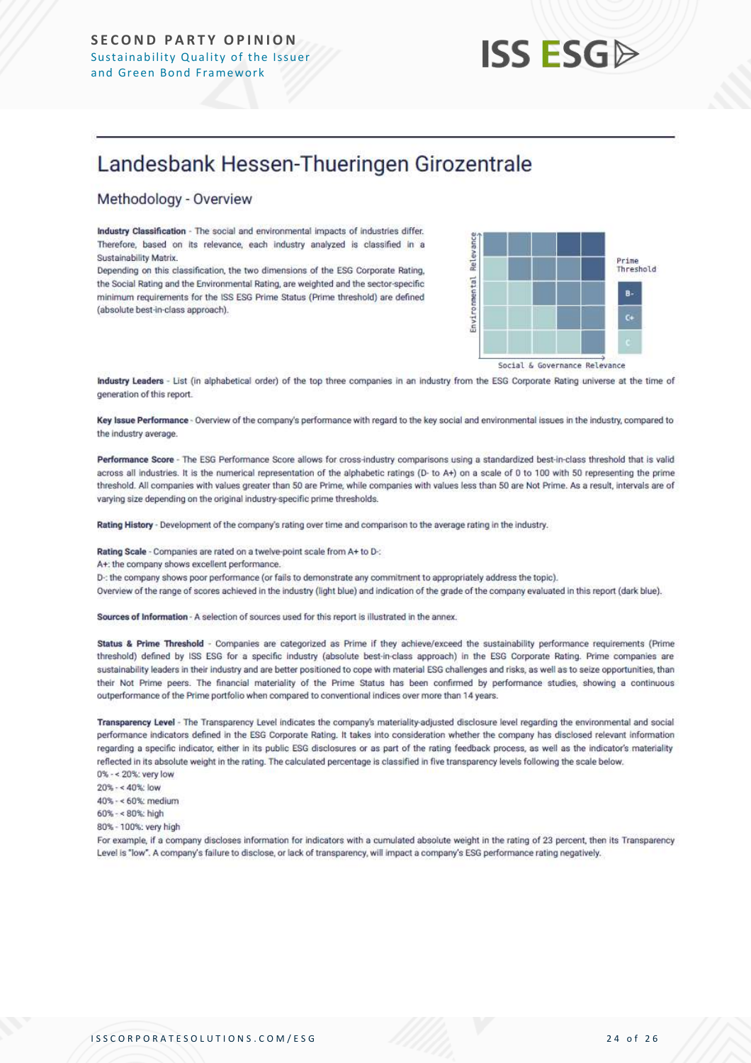# Landesbank Hessen-Thueringen Girozentrale

## Methodology - Overview

**Industry Classification** - The social and environmental impacts of industries differ. Therefore, based on its relevance, each industry analyzed is classified in a Sustainability Matrix.
Depending on this classification, the two dimensions of the ESG Corporate Rating, the Social Rating and the Environmental Rating, are weighted and the sector-specific minimum requirements for the ISS ESG Prime Status (Prime threshold) are defined (absolute best-in-class approach).

Environmental Relevance

Social & Governance Relevance

Prime Threshold

B-

C+

C

**Industry Leaders** - List (in alphabetical order) of the top three companies in an industry from the ESG Corporate Rating universe at the time of generation of this report.

**Key Issue Performance** - Overview of the company's performance with regard to the key social and environmental issues in the industry, compared to the industry average.

**Performance Score** - The ESG Performance Score allows for cross-industry comparisons using a standardized best-in-class threshold that is valid across all industries. It is the numerical representation of the alphabetic ratings (D- to A+) on a scale of 0 to 100 with 50 representing the prime threshold. All companies with values greater than 50 are Prime, while companies with values less than 50 are Not Prime. As a result, intervals are of varying size depending on the original industry-specific prime thresholds.

**Rating History** - Development of the company's rating over time and comparison to the average rating in the industry.

**Rating Scale** - Companies are rated on a twelve-point scale from A+ to D-:
A+: the company shows excellent performance.
D-: the company shows poor performance (or fails to demonstrate any commitment to appropriately address the topic).
Overview of the range of scores achieved in the industry (light blue) and indication of the grade of the company evaluated in this report (dark blue).

**Sources of Information** - A selection of sources used for this report is illustrated in the annex.

**Status & Prime Threshold** - Companies are categorized as Prime if they achieve/exceed the sustainability performance requirements (Prime threshold) defined by ISS ESG for a specific industry (absolute best-in-class approach) in the ESG Corporate Rating. Prime companies are sustainability leaders in their industry and are better positioned to cope with material ESG challenges and risks, as well as to seize opportunities, than their Not Prime peers. The financial materiality of the Prime Status has been confirmed by performance studies, showing a continuous outperformance of the Prime portfolio when compared to conventional indices over more than 14 years.

**Transparency Level** - The Transparency Level indicates the company's materiality-adjusted disclosure level regarding the environmental and social performance indicators defined in the ESG Corporate Rating. It takes into consideration whether the company has disclosed relevant information regarding a specific indicator, either in its public ESG disclosures or as part of the rating feedback process, as well as the indicator's materiality reflected in its absolute weight in the rating. The calculated percentage is classified in five transparency levels following the scale below.
0% - < 20%: very low
20% - < 40%: low
40% - < 60%: medium
60% - < 80%: high
80% - 100%: very high
For example, if a company discloses information for indicators with a cumulated absolute weight in the rating of 23 percent, then its Transparency Level is "low". A company's failure to disclose, or lack of transparency, will impact a company's ESG performance rating negatively.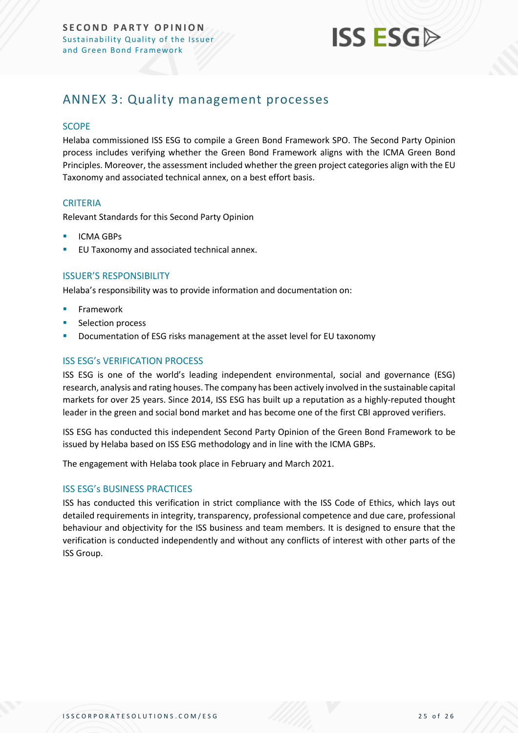## ANNEX 3: Quality management processes

### SCOPE

Helaba commissioned ISS ESG to compile a Green Bond Framework SPO. The Second Party Opinion process includes verifying whether the Green Bond Framework aligns with the ICMA Green Bond Principles. Moreover, the assessment included whether the green project categories align with the EU Taxonomy and associated technical annex, on a best effort basis.

### CRITERIA

Relevant Standards for this Second Party Opinion

- ICMA GBPs
- EU Taxonomy and associated technical annex.

### ISSUER'S RESPONSIBILITY

Helaba's responsibility was to provide information and documentation on:

- Framework
- Selection process
- Documentation of ESG risks management at the asset level for EU taxonomy

### ISS ESG's VERIFICATION PROCESS

ISS ESG is one of the world's leading independent environmental, social and governance (ESG) research, analysis and rating houses. The company has been actively involved in the sustainable capital markets for over 25 years. Since 2014, ISS ESG has built up a reputation as a highly-reputed thought leader in the green and social bond market and has become one of the first CBI approved verifiers.

ISS ESG has conducted this independent Second Party Opinion of the Green Bond Framework to be issued by Helaba based on ISS ESG methodology and in line with the ICMA GBPs.

The engagement with Helaba took place in February and March 2021.

### ISS ESG's BUSINESS PRACTICES

ISS has conducted this verification in strict compliance with the ISS Code of Ethics, which lays out detailed requirements in integrity, transparency, professional competence and due care, professional behaviour and objectivity for the ISS business and team members. It is designed to ensure that the verification is conducted independently and without any conflicts of interest with other parts of the ISS Group.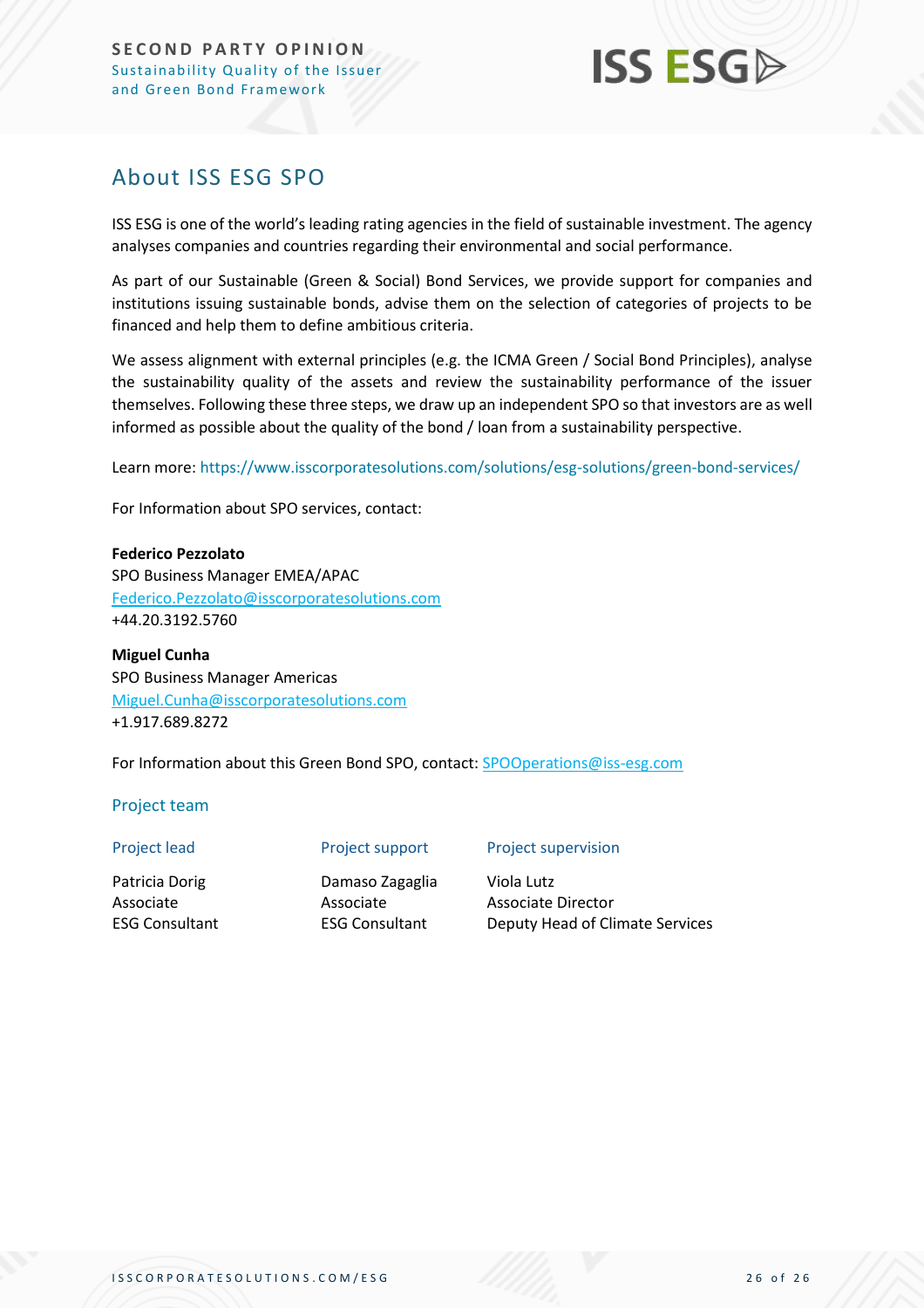## About ISS ESG SPO

ISS ESG is one of the world's leading rating agencies in the field of sustainable investment. The agency analyses companies and countries regarding their environmental and social performance.

As part of our Sustainable (Green & Social) Bond Services, we provide support for companies and institutions issuing sustainable bonds, advise them on the selection of categories of projects to be financed and help them to define ambitious criteria.

We assess alignment with external principles (e.g. the ICMA Green / Social Bond Principles), analyse the sustainability quality of the assets and review the sustainability performance of the issuer themselves. Following these three steps, we draw up an independent SPO so that investors are as well informed as possible about the quality of the bond / loan from a sustainability perspective.

Learn more: https://www.isscorporatesolutions.com/solutions/esg-solutions/green-bond-services/

For Information about SPO services, contact:

**Federico Pezzolato**
SPO Business Manager EMEA/APAC
Federico.Pezzolato@isscorporatesolutions.com
+44.20.3192.5760

**Miguel Cunha**
SPO Business Manager Americas
Miguel.Cunha@isscorporatesolutions.com
+1.917.689.8272

For Information about this Green Bond SPO, contact: SPOOperations@iss-esg.com

### Project team

| Project lead | Project support | Project supervision |
|---|---|---|
| Patricia Dorig<br>Associate<br>ESG Consultant | Damaso Zagaglia<br>Associate<br>ESG Consultant | Viola Lutz<br>Associate Director<br>Deputy Head of Climate Services |